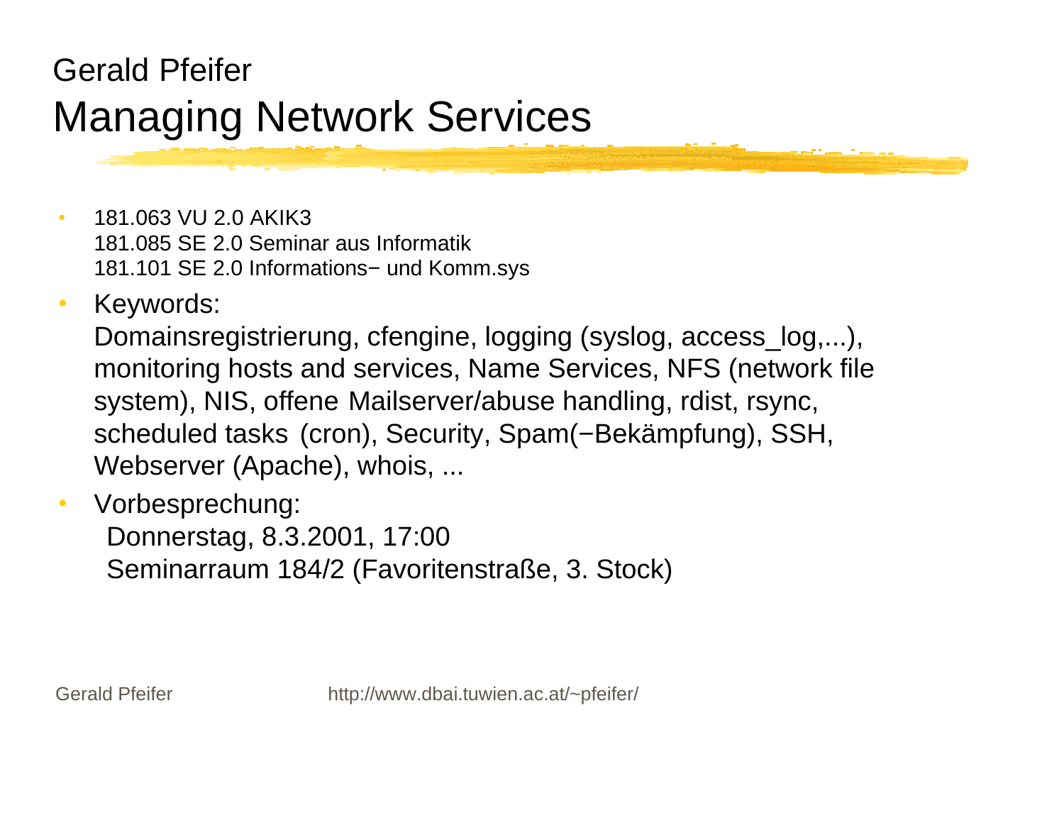Gerald Pfeifer

# Managing Network Services

- 181.063 VU 2.0 AKIK3
  181.085 SE 2.0 Seminar aus Informatik
  181.101 SE 2.0 Informations− und Komm.sys
- Keywords:
  Domainsregistrierung, cfengine, logging (syslog, access_log,...), monitoring hosts and services, Name Services, NFS (network file system), NIS, offene Mailserver/abuse handling, rdist, rsync, scheduled tasks (cron), Security, Spam(−Bekämpfung), SSH, Webserver (Apache), whois, ...
- Vorbesprechung:
  Donnerstag, 8.3.2001, 17:00
  Seminarraum 184/2 (Favoritenstraße, 3. Stock)

Gerald Pfeifer http://www.dbai.tuwien.ac.at/~pfeifer/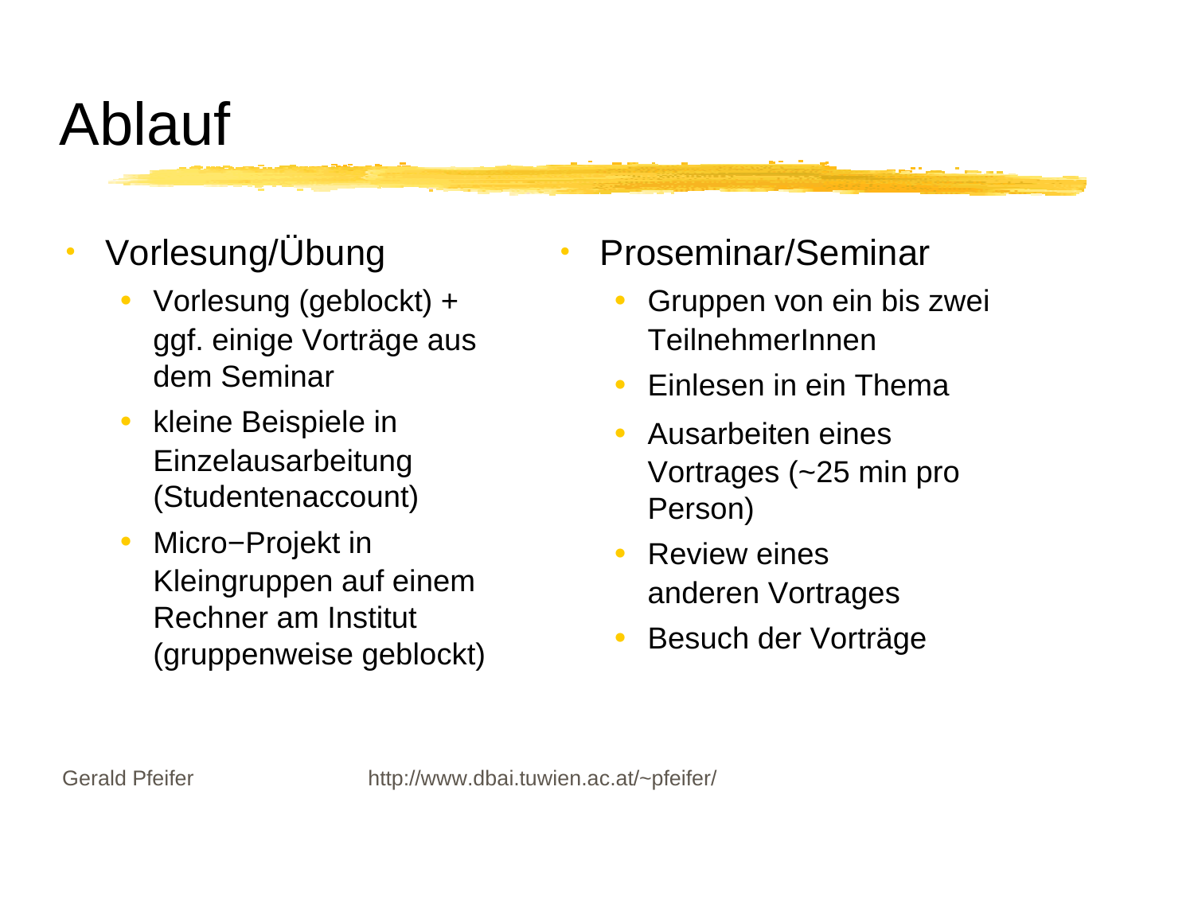# Ablauf

- Vorlesung/Übung
  - Vorlesung (geblockt) + ggf. einige Vorträge aus dem Seminar
  - kleine Beispiele in Einzelausarbeitung (Studentenaccount)
  - Micro−Projekt in Kleingruppen auf einem Rechner am Institut (gruppenweise geblockt)
- Proseminar/Seminar
  - Gruppen von ein bis zwei TeilnehmerInnen
  - Einlesen in ein Thema
  - Ausarbeiten eines Vortrages (~25 min pro Person)
  - Review eines anderen Vortrages
  - Besuch der Vorträge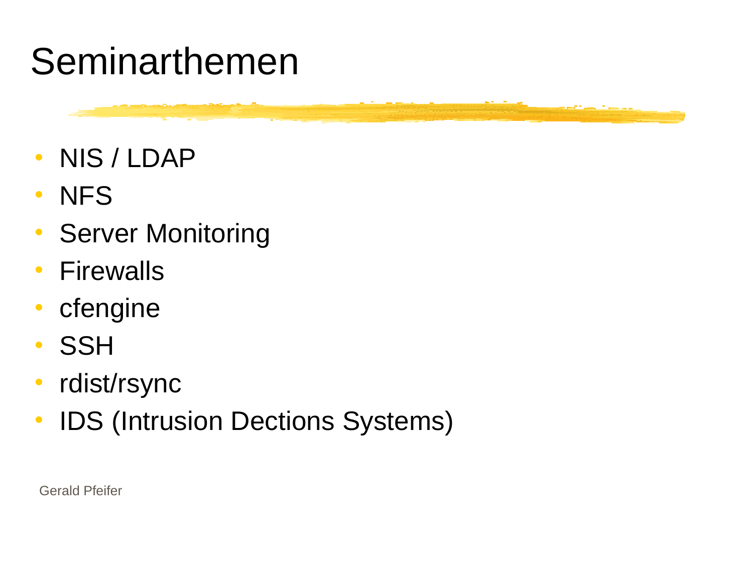# Seminarthemen

- NIS / LDAP
- NFS
- Server Monitoring
- Firewalls
- cfengine
- SSH
- rdist/rsync
- IDS (Intrusion Dections Systems)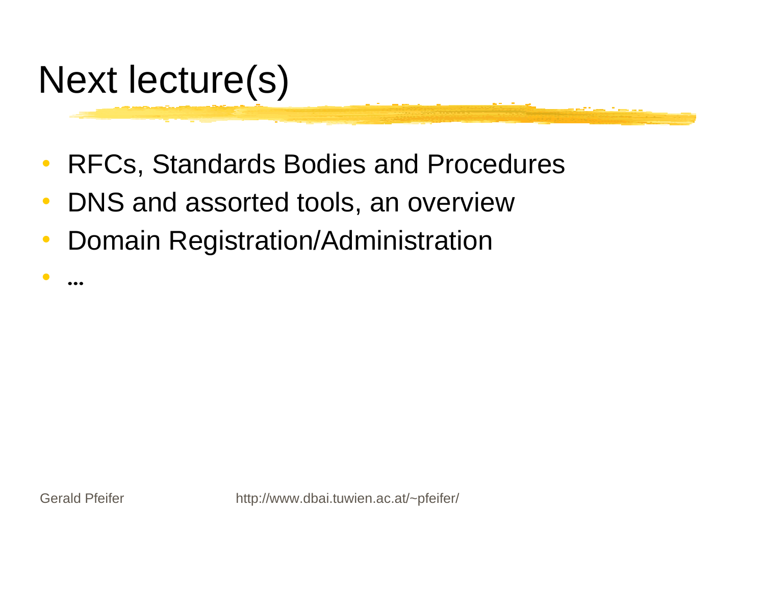# Next lecture(s)

- RFCs, Standards Bodies and Procedures
- DNS and assorted tools, an overview
- Domain Registration/Administration
- ...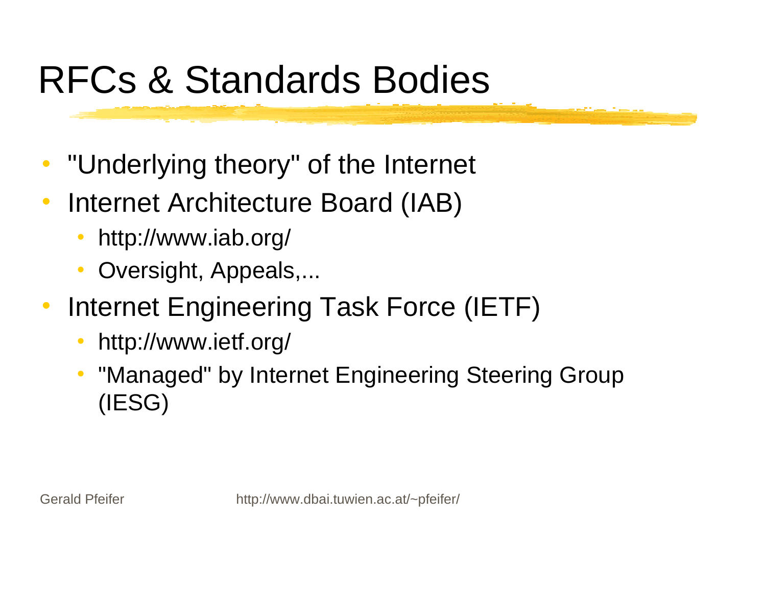# RFCs & Standards Bodies

- "Underlying theory" of the Internet
- Internet Architecture Board (IAB)
  - http://www.iab.org/
  - Oversight, Appeals,...
- Internet Engineering Task Force (IETF)
  - http://www.ietf.org/
  - "Managed" by Internet Engineering Steering Group (IESG)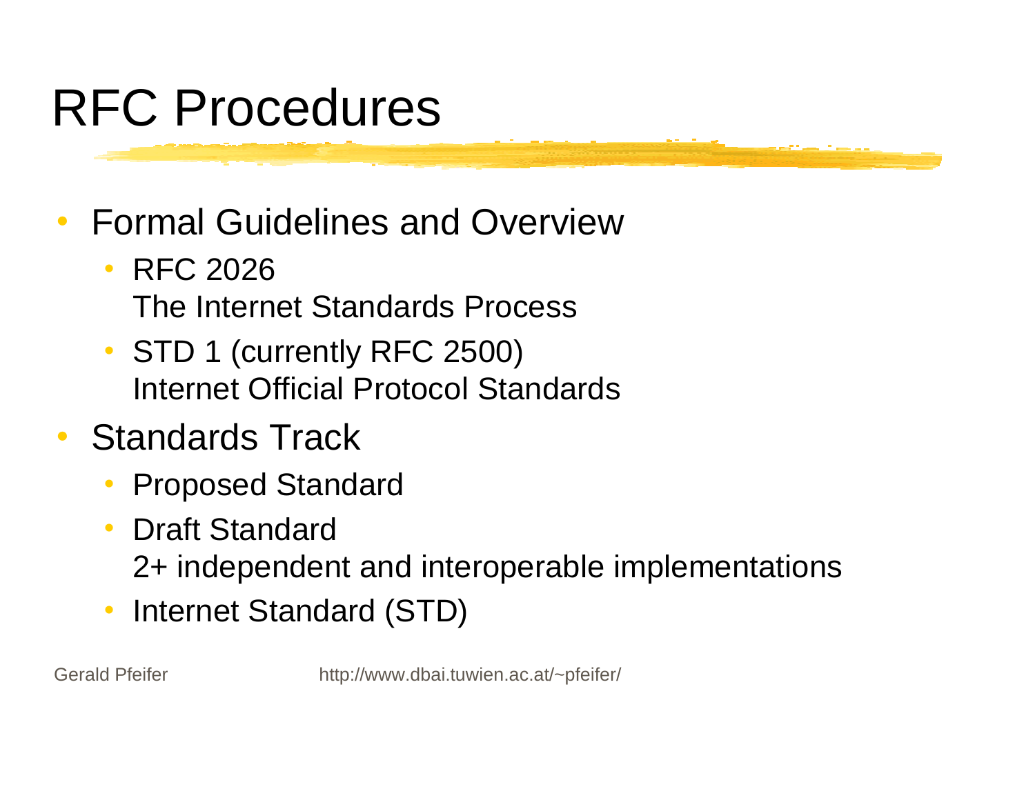# RFC Procedures

- Formal Guidelines and Overview
  - RFC 2026
    The Internet Standards Process
  - STD 1 (currently RFC 2500)
    Internet Official Protocol Standards
- Standards Track
  - Proposed Standard
  - Draft Standard
    2+ independent and interoperable implementations
  - Internet Standard (STD)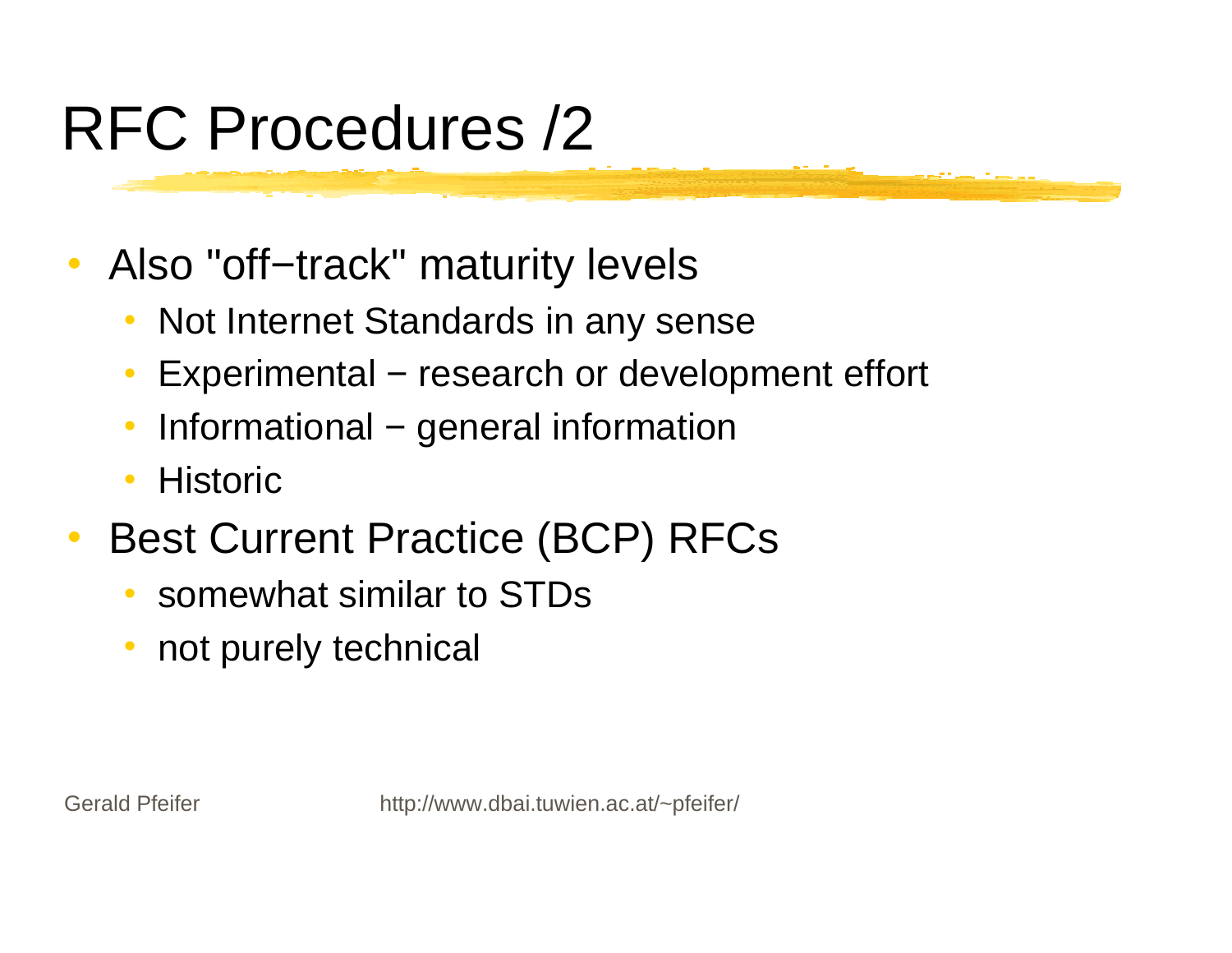# RFC Procedures /2

- Also "off−track" maturity levels
  - Not Internet Standards in any sense
  - Experimental − research or development effort
  - Informational − general information
  - Historic
- Best Current Practice (BCP) RFCs
  - somewhat similar to STDs
  - not purely technical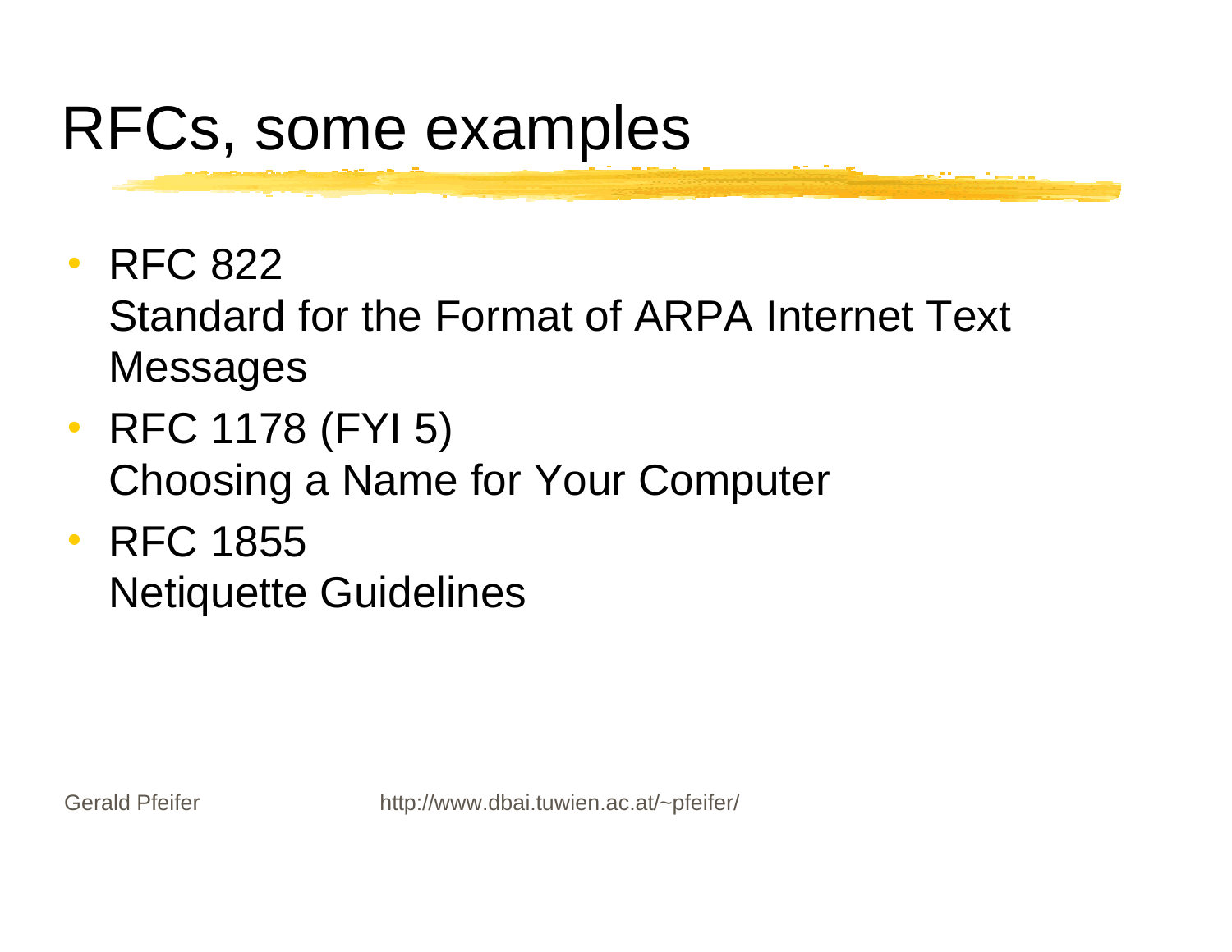# RFCs, some examples

- RFC 822
  Standard for the Format of ARPA Internet Text Messages
- RFC 1178 (FYI 5)
  Choosing a Name for Your Computer
- RFC 1855
  Netiquette Guidelines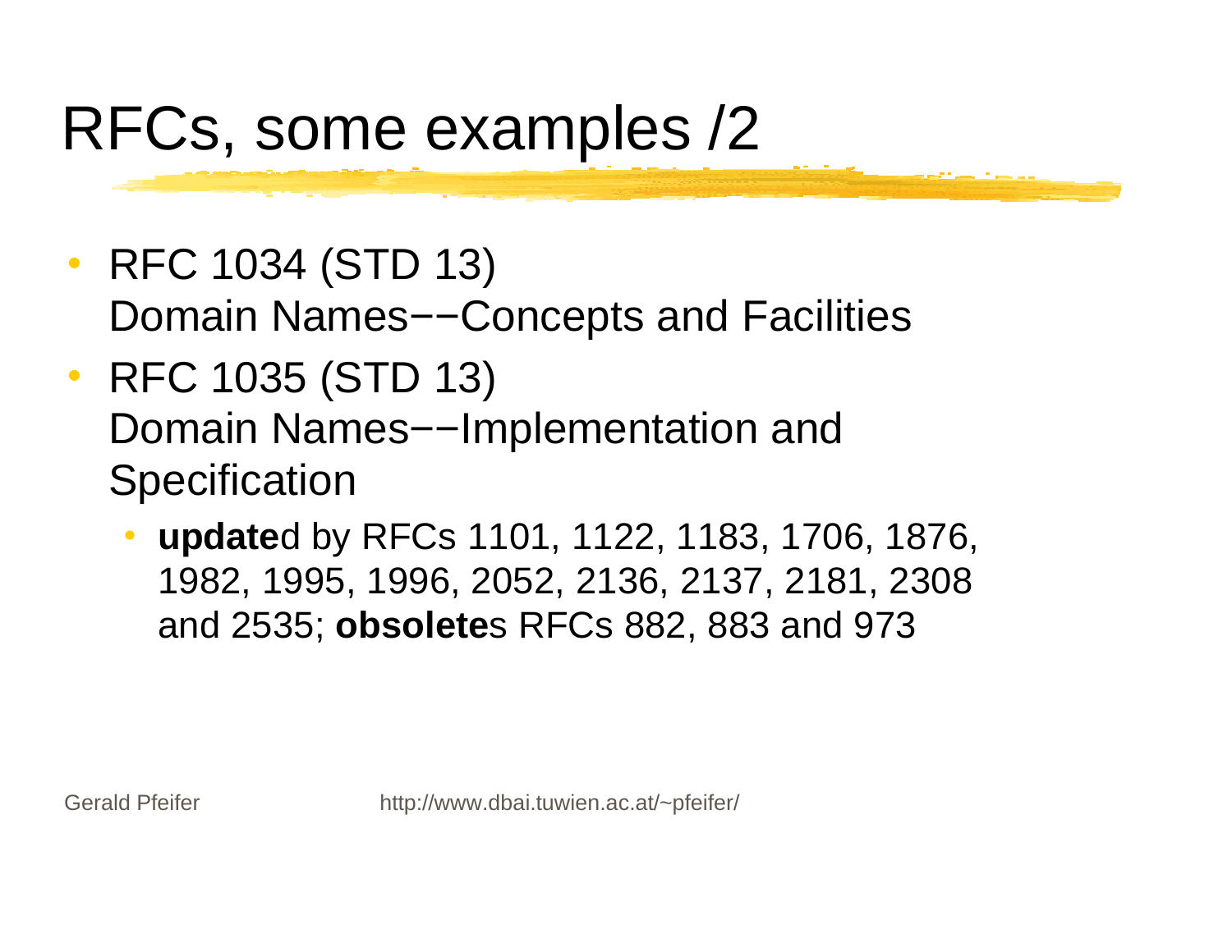# RFCs, some examples /2

- RFC 1034 (STD 13)
  Domain Names−−Concepts and Facilities
- RFC 1035 (STD 13)
  Domain Names−−Implementation and Specification
  - **update**d by RFCs 1101, 1122, 1183, 1706, 1876, 1982, 1995, 1996, 2052, 2136, 2137, 2181, 2308 and 2535; **obsolete**s RFCs 882, 883 and 973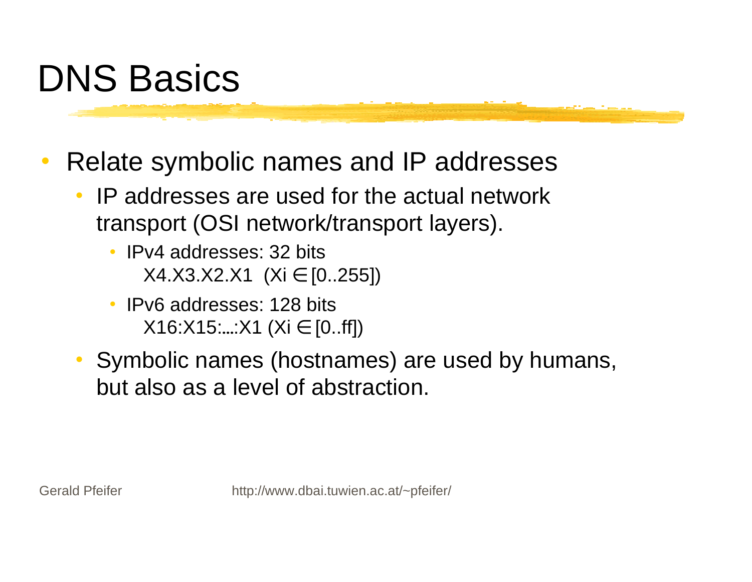# DNS Basics

- Relate symbolic names and IP addresses
  - IP addresses are used for the actual network transport (OSI network/transport layers).
    - IPv4 addresses: 32 bits
      $X4.X3.X2.X1$ ($Xi \in [0..255]$)
    - IPv6 addresses: 128 bits
      $X16{:}X15{:}\ldots{:}X1$ ($Xi \in [0..ff]$)
  - Symbolic names (hostnames) are used by humans, but also as a level of abstraction.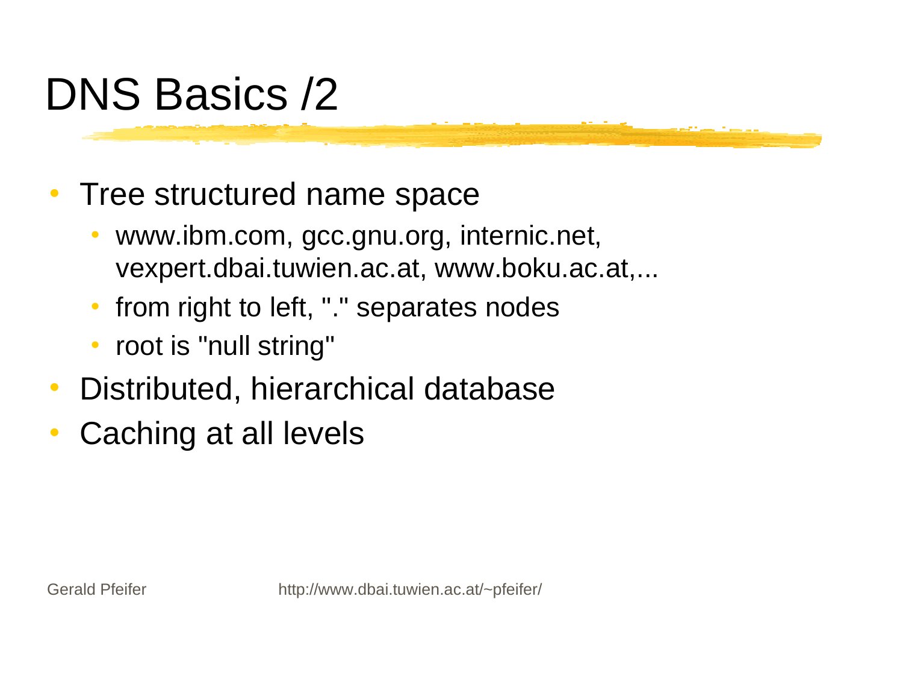# DNS Basics /2

- Tree structured name space
  - www.ibm.com, gcc.gnu.org, internic.net, vexpert.dbai.tuwien.ac.at, www.boku.ac.at,...
  - from right to left, "." separates nodes
  - root is "null string"
- Distributed, hierarchical database
- Caching at all levels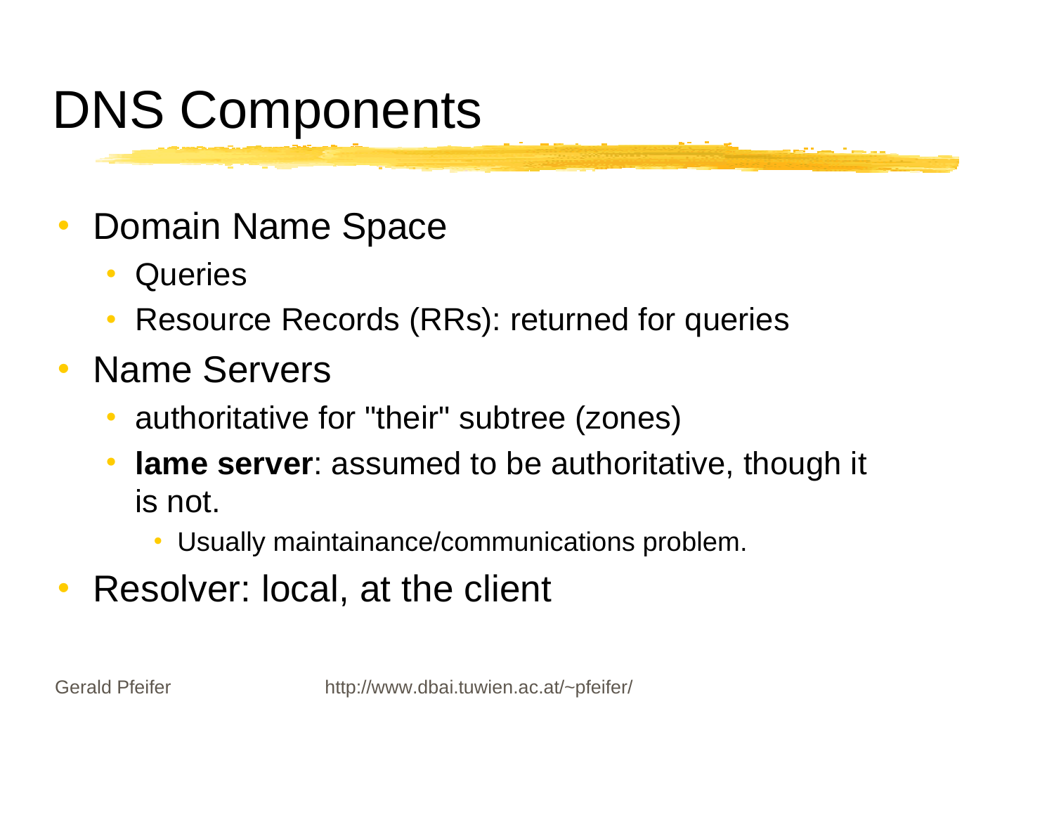# DNS Components

- Domain Name Space
  - Queries
  - Resource Records (RRs): returned for queries
- Name Servers
  - authoritative for "their" subtree (zones)
  - **lame server**: assumed to be authoritative, though it is not.
    - Usually maintainance/communications problem.
- Resolver: local, at the client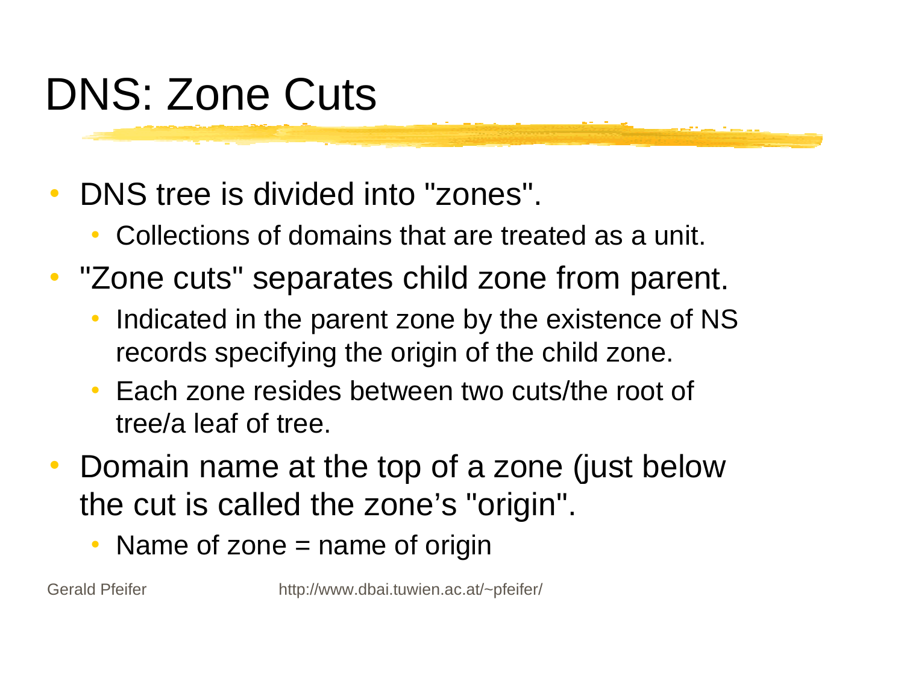# DNS: Zone Cuts

- DNS tree is divided into "zones".
  - Collections of domains that are treated as a unit.
- "Zone cuts" separates child zone from parent.
  - Indicated in the parent zone by the existence of NS records specifying the origin of the child zone.
  - Each zone resides between two cuts/the root of tree/a leaf of tree.
- Domain name at the top of a zone (just below the cut is called the zone's "origin".
  - Name of zone = name of origin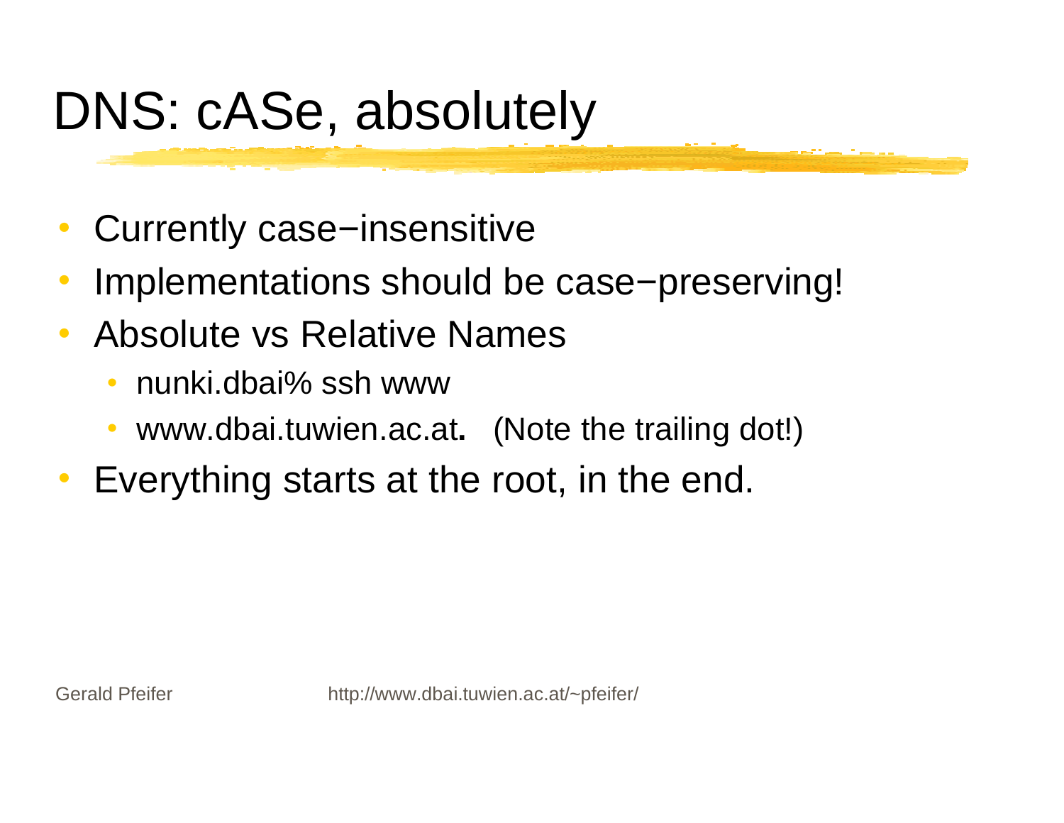# DNS: cASe, absolutely

- Currently case−insensitive
- Implementations should be case−preserving!
- Absolute vs Relative Names
  - nunki.dbai% ssh www
  - www.dbai.tuwien.ac.at**.** (Note the trailing dot!)
- Everything starts at the root, in the end.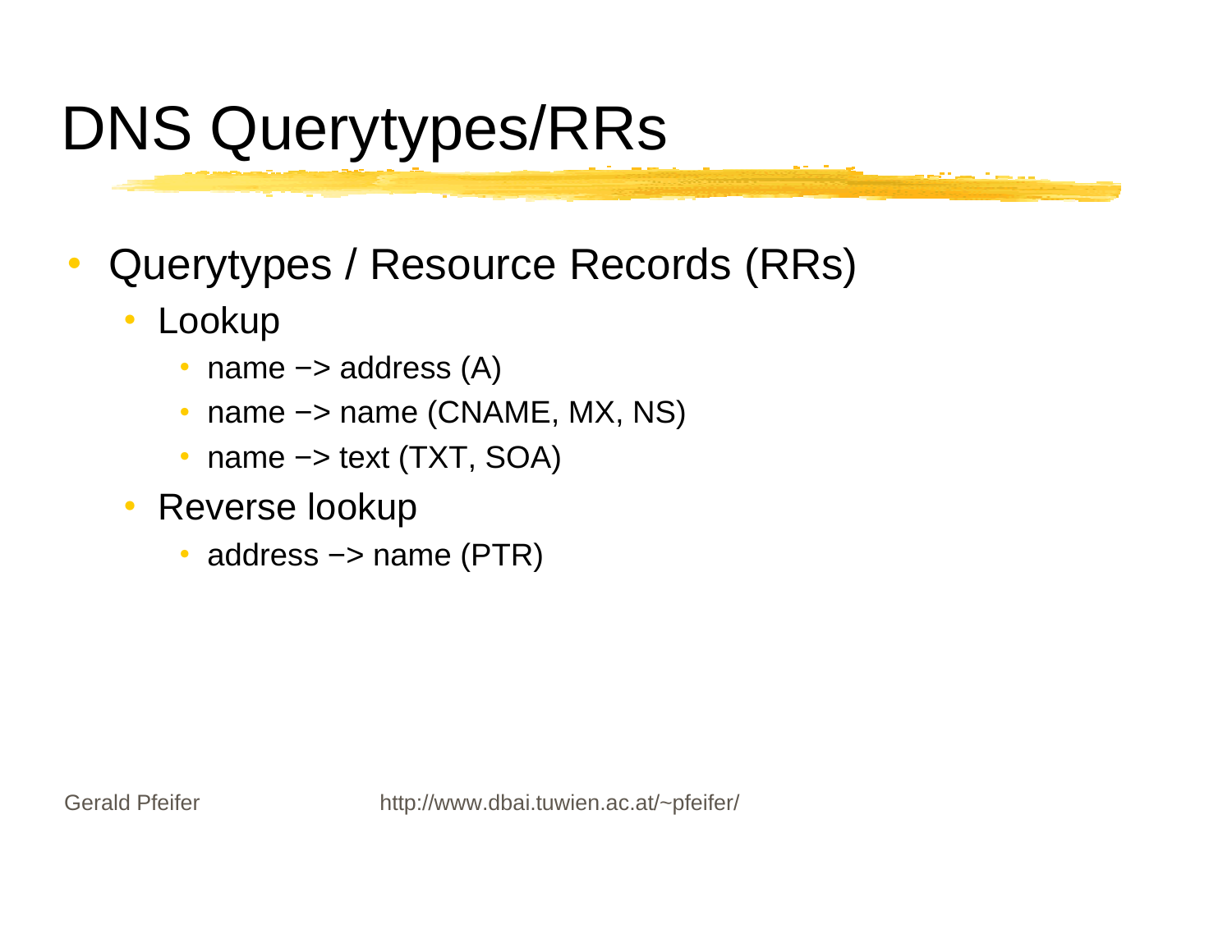# DNS Querytypes/RRs

- Querytypes / Resource Records (RRs)
  - Lookup
    - name −> address (A)
    - name −> name (CNAME, MX, NS)
    - name −> text (TXT, SOA)
  - Reverse lookup
    - address −> name (PTR)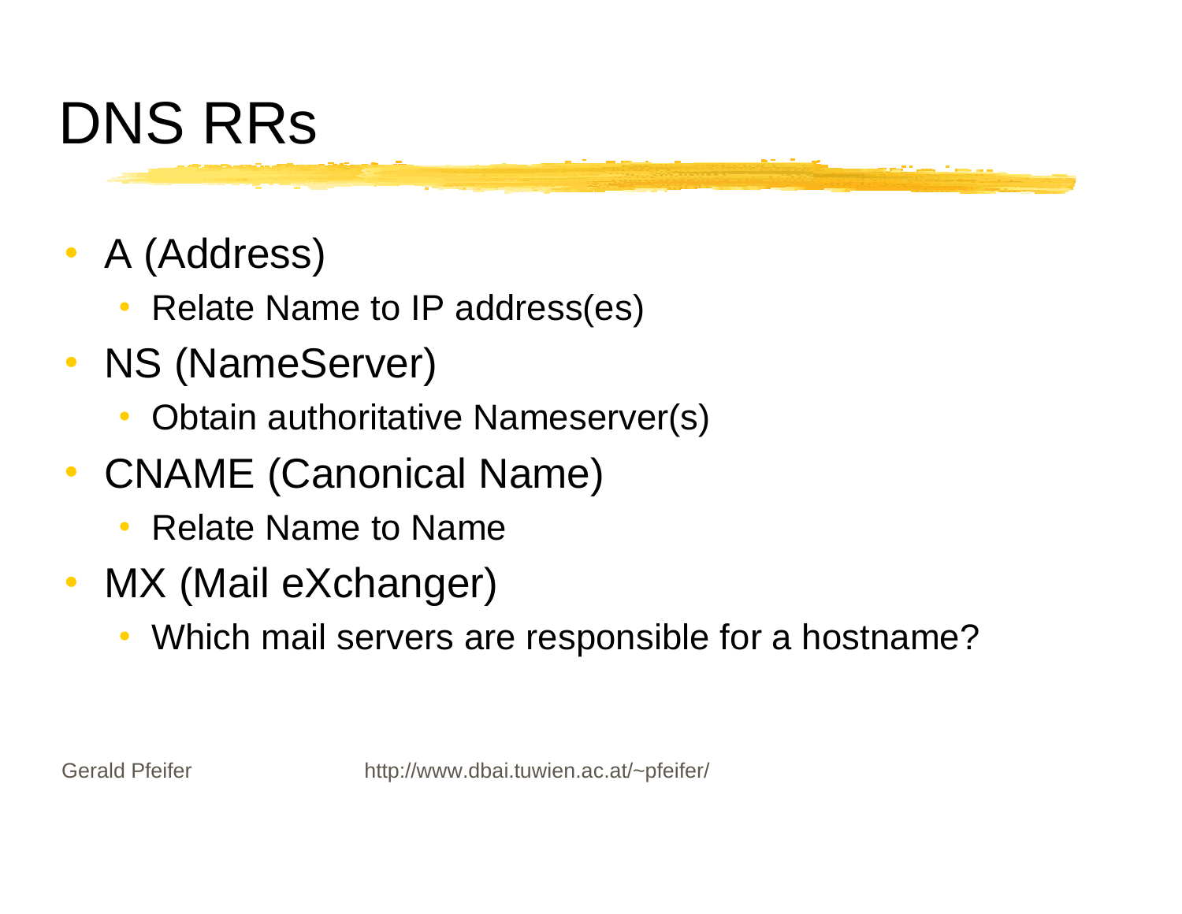# DNS RRs

- A (Address)
  - Relate Name to IP address(es)
- NS (NameServer)
  - Obtain authoritative Nameserver(s)
- CNAME (Canonical Name)
  - Relate Name to Name
- MX (Mail eXchanger)
  - Which mail servers are responsible for a hostname?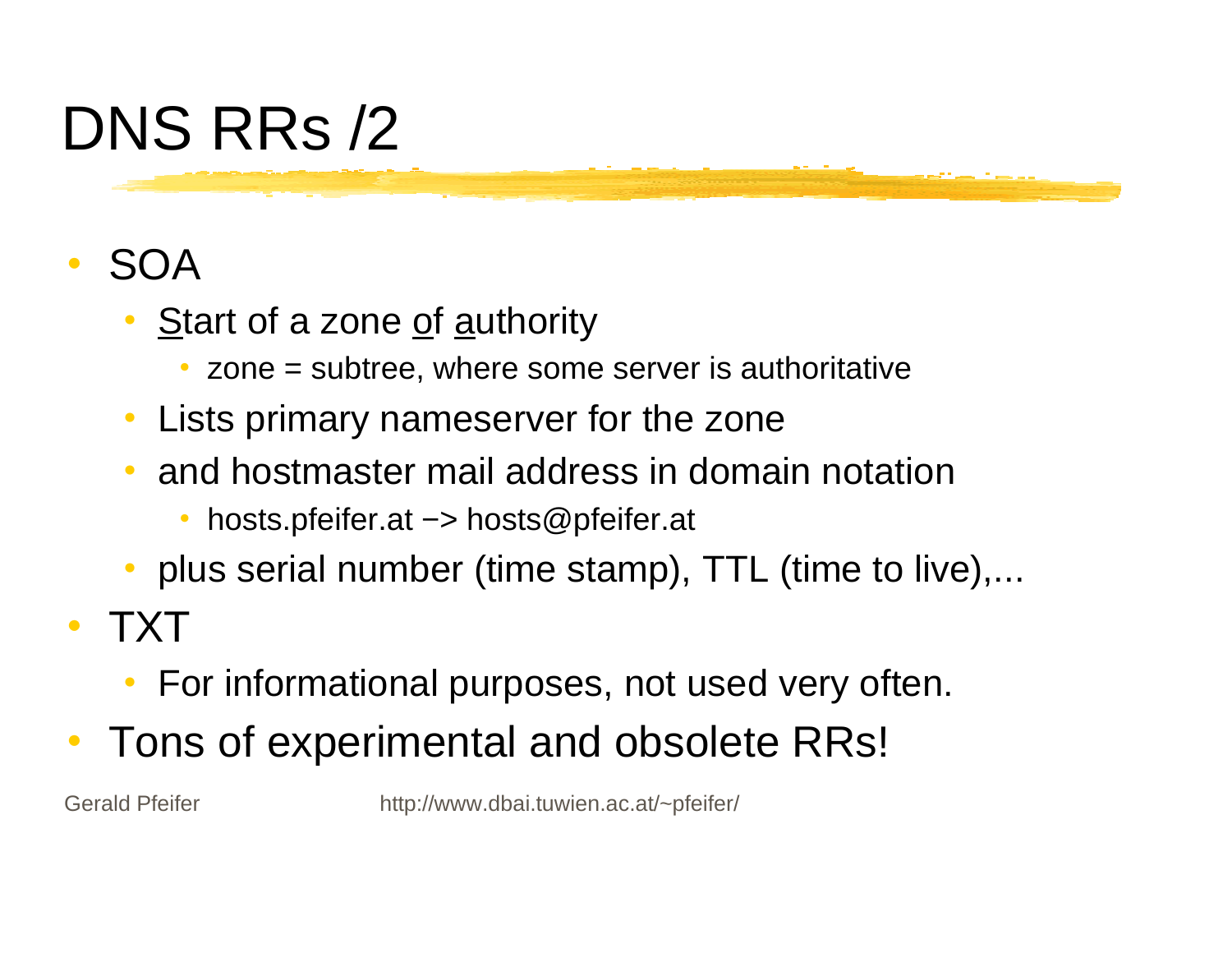# DNS RRs /2

- SOA
  - Start of a zone of authority
    - zone = subtree, where some server is authoritative
  - Lists primary nameserver for the zone
  - and hostmaster mail address in domain notation
    - hosts.pfeifer.at −> hosts@pfeifer.at
  - plus serial number (time stamp), TTL (time to live),...
- TXT
  - For informational purposes, not used very often.
- Tons of experimental and obsolete RRs!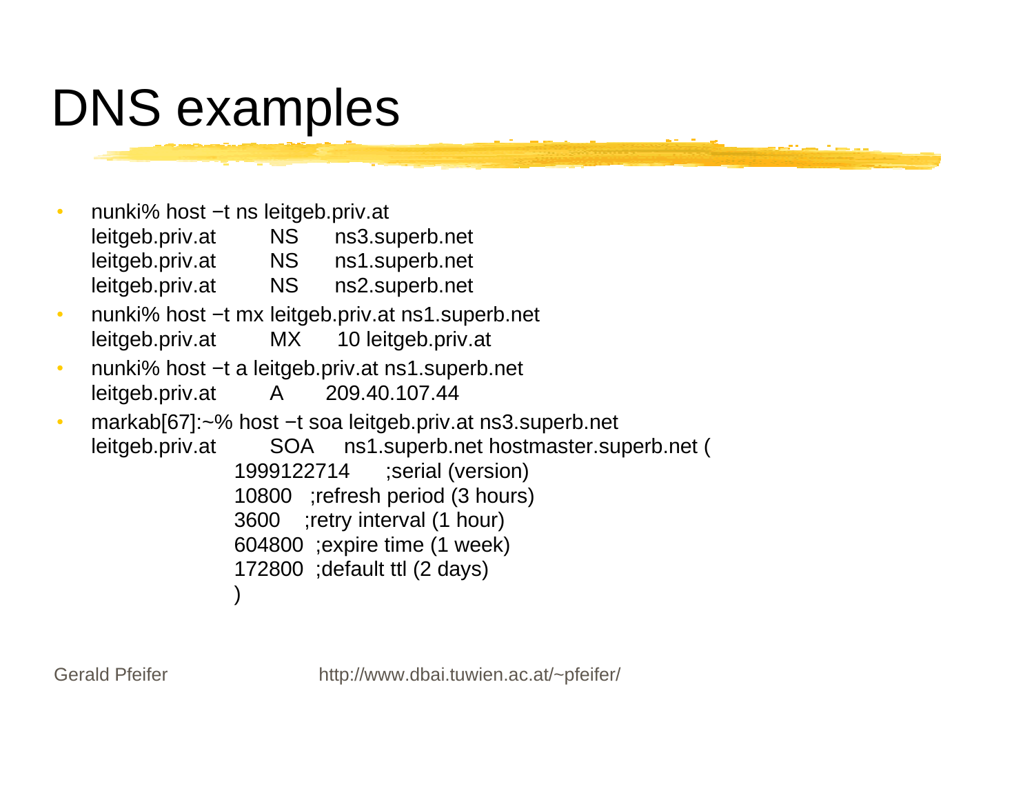# DNS examples

- nunki% host −t ns leitgeb.priv.at
  ```
  leitgeb.priv.at        NS     ns3.superb.net
  leitgeb.priv.at        NS     ns1.superb.net
  leitgeb.priv.at        NS     ns2.superb.net
  ```
- nunki% host −t mx leitgeb.priv.at ns1.superb.net
  ```
  leitgeb.priv.at        MX     10 leitgeb.priv.at
  ```
- nunki% host −t a leitgeb.priv.at ns1.superb.net
  ```
  leitgeb.priv.at        A      209.40.107.44
  ```
- markab[67]:~% host −t soa leitgeb.priv.at ns3.superb.net
  ```
  leitgeb.priv.at        SOA    ns1.superb.net hostmaster.superb.net (
                         1999122714     ;serial (version)
                         10800   ;refresh period (3 hours)
                         3600    ;retry interval (1 hour)
                         604800  ;expire time (1 week)
                         172800  ;default ttl (2 days)
                         )
  ```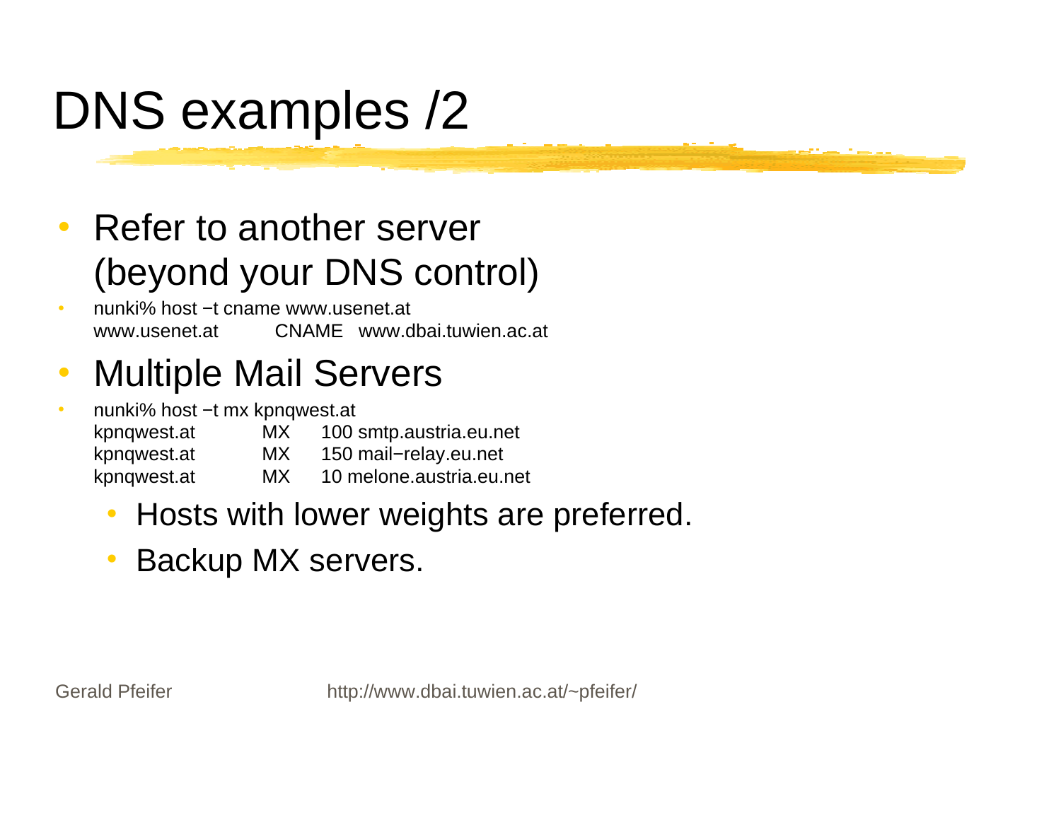# DNS examples /2

- Refer to another server (beyond your DNS control)
- nunki% host −t cname www.usenet.at
  www.usenet.at CNAME www.dbai.tuwien.ac.at

```
nunki% host −t cname www.usenet.at
www.usenet.at          CNAME   www.dbai.tuwien.ac.at
```

- Multiple Mail Servers
- nunki% host −t mx kpnqwest.at

```
nunki% host −t mx kpnqwest.at
kpnqwest.at          MX     100 smtp.austria.eu.net
kpnqwest.at          MX     150 mail−relay.eu.net
kpnqwest.at          MX     10 melone.austria.eu.net
```

  - Hosts with lower weights are preferred.
  - Backup MX servers.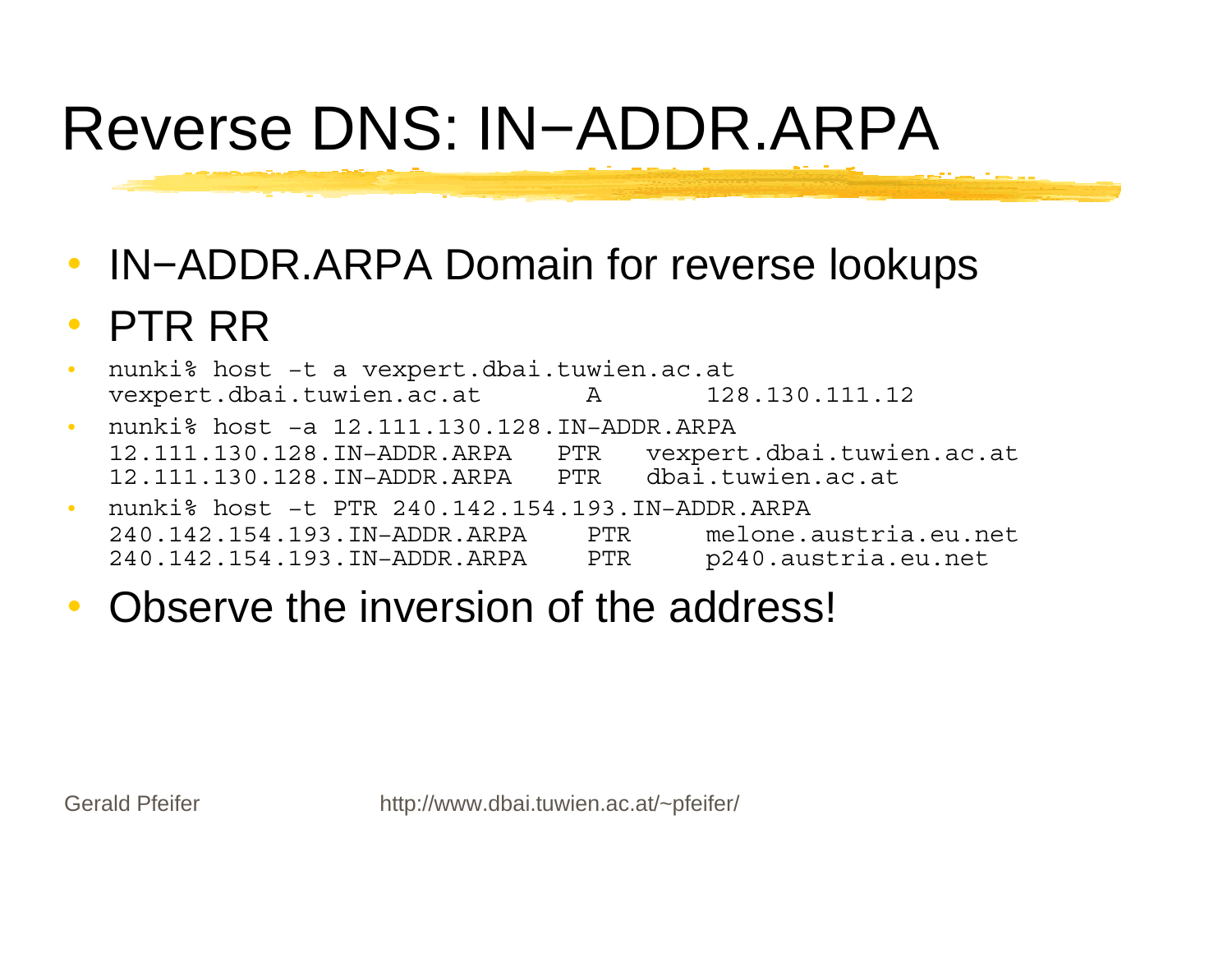# Reverse DNS: IN−ADDR.ARPA

- IN−ADDR.ARPA Domain for reverse lookups
- PTR RR

- ```
  nunki% host -t a vexpert.dbai.tuwien.ac.at
  vexpert.dbai.tuwien.ac.at        A        128.130.111.12
  ```
- ```
  nunki% host -a 12.111.130.128.IN-ADDR.ARPA
  12.111.130.128.IN-ADDR.ARPA   PTR   vexpert.dbai.tuwien.ac.at
  12.111.130.128.IN-ADDR.ARPA   PTR   dbai.tuwien.ac.at
  ```
- ```
  nunki% host -t PTR 240.142.154.193.IN-ADDR.ARPA
  240.142.154.193.IN-ADDR.ARPA    PTR     melone.austria.eu.net
  240.142.154.193.IN-ADDR.ARPA    PTR     p240.austria.eu.net
  ```

- Observe the inversion of the address!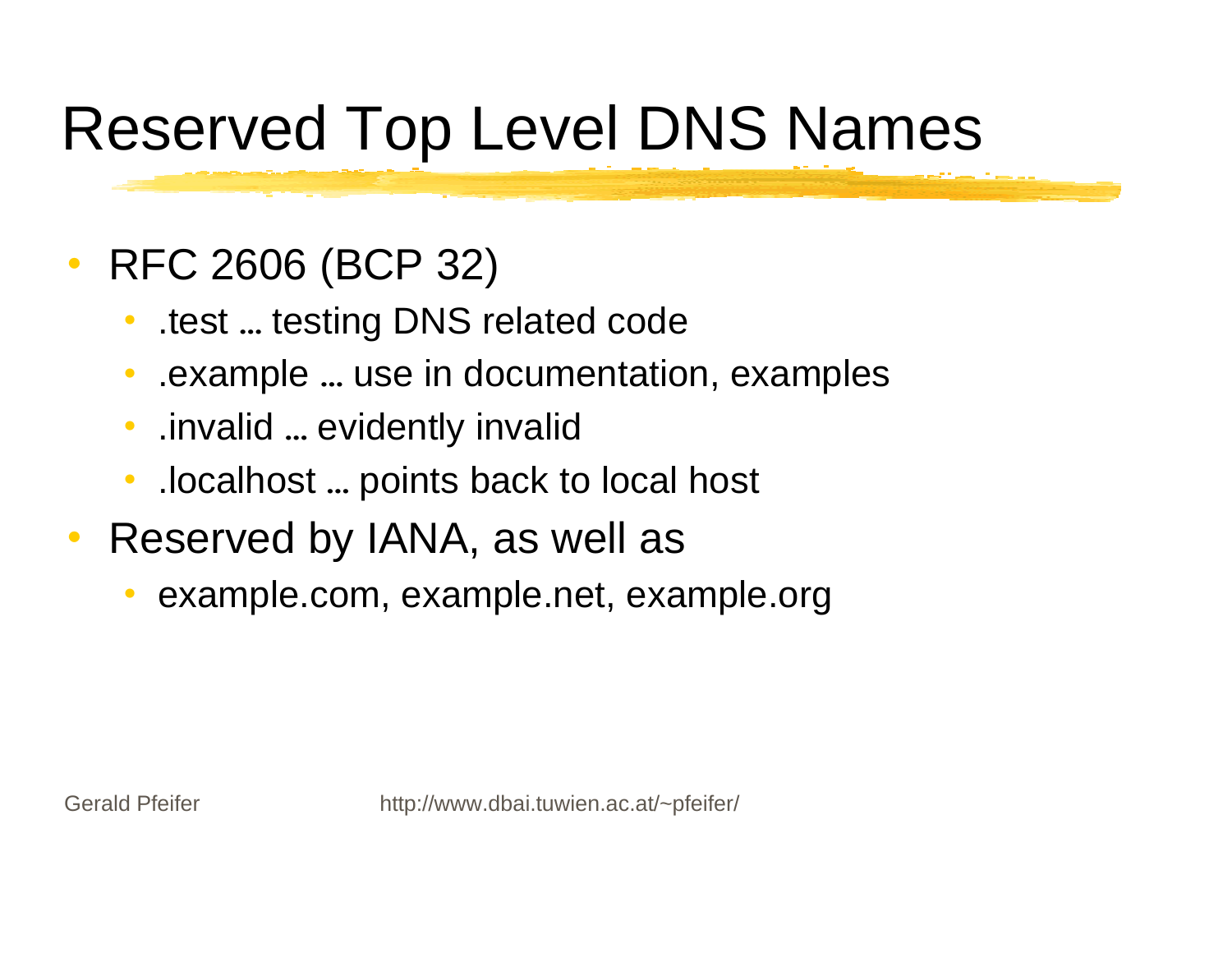# Reserved Top Level DNS Names

- RFC 2606 (BCP 32)
  - .test … testing DNS related code
  - .example … use in documentation, examples
  - .invalid … evidently invalid
  - .localhost … points back to local host
- Reserved by IANA, as well as
  - example.com, example.net, example.org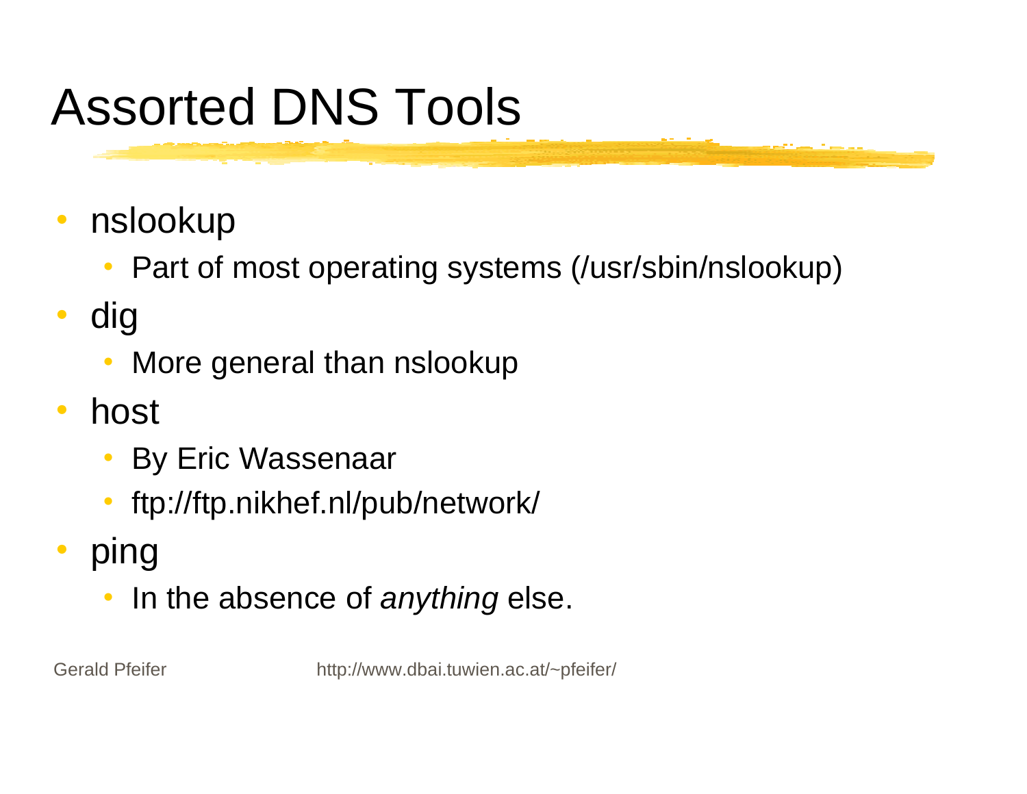# Assorted DNS Tools

- nslookup
  - Part of most operating systems (/usr/sbin/nslookup)
- dig
  - More general than nslookup
- host
  - By Eric Wassenaar
  - ftp://ftp.nikhef.nl/pub/network/
- ping
  - In the absence of *anything* else.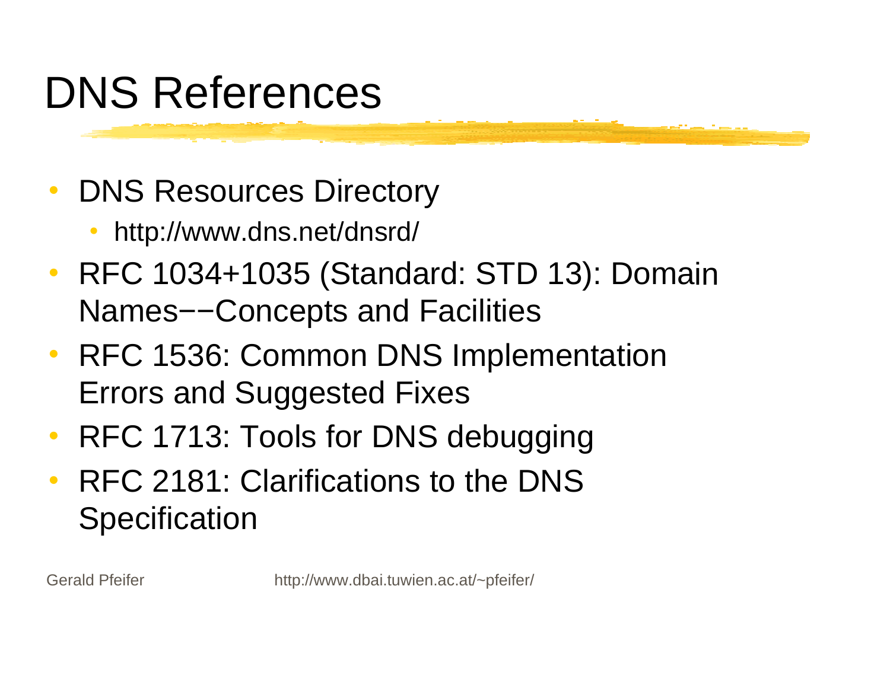# DNS References

- DNS Resources Directory
  - http://www.dns.net/dnsrd/
- RFC 1034+1035 (Standard: STD 13): Domain Names−−Concepts and Facilities
- RFC 1536: Common DNS Implementation Errors and Suggested Fixes
- RFC 1713: Tools for DNS debugging
- RFC 2181: Clarifications to the DNS Specification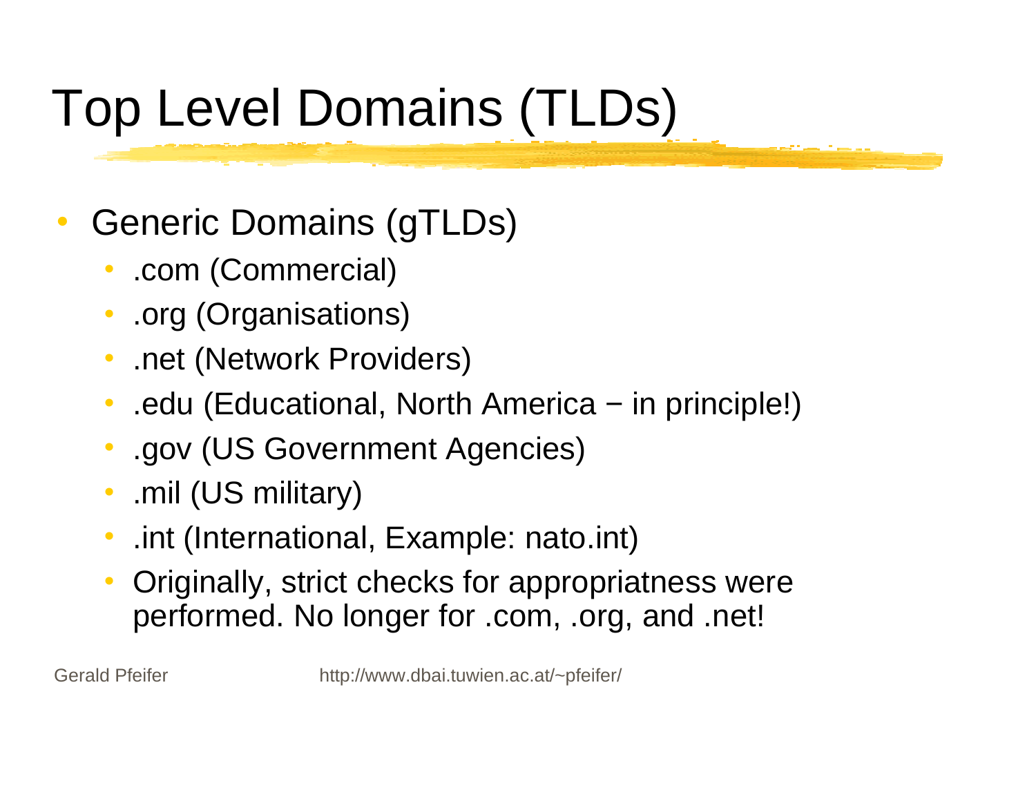# Top Level Domains (TLDs)

- Generic Domains (gTLDs)
  - .com (Commercial)
  - .org (Organisations)
  - .net (Network Providers)
  - .edu (Educational, North America − in principle!)
  - .gov (US Government Agencies)
  - .mil (US military)
  - .int (International, Example: nato.int)
  - Originally, strict checks for appropriatness were performed. No longer for .com, .org, and .net!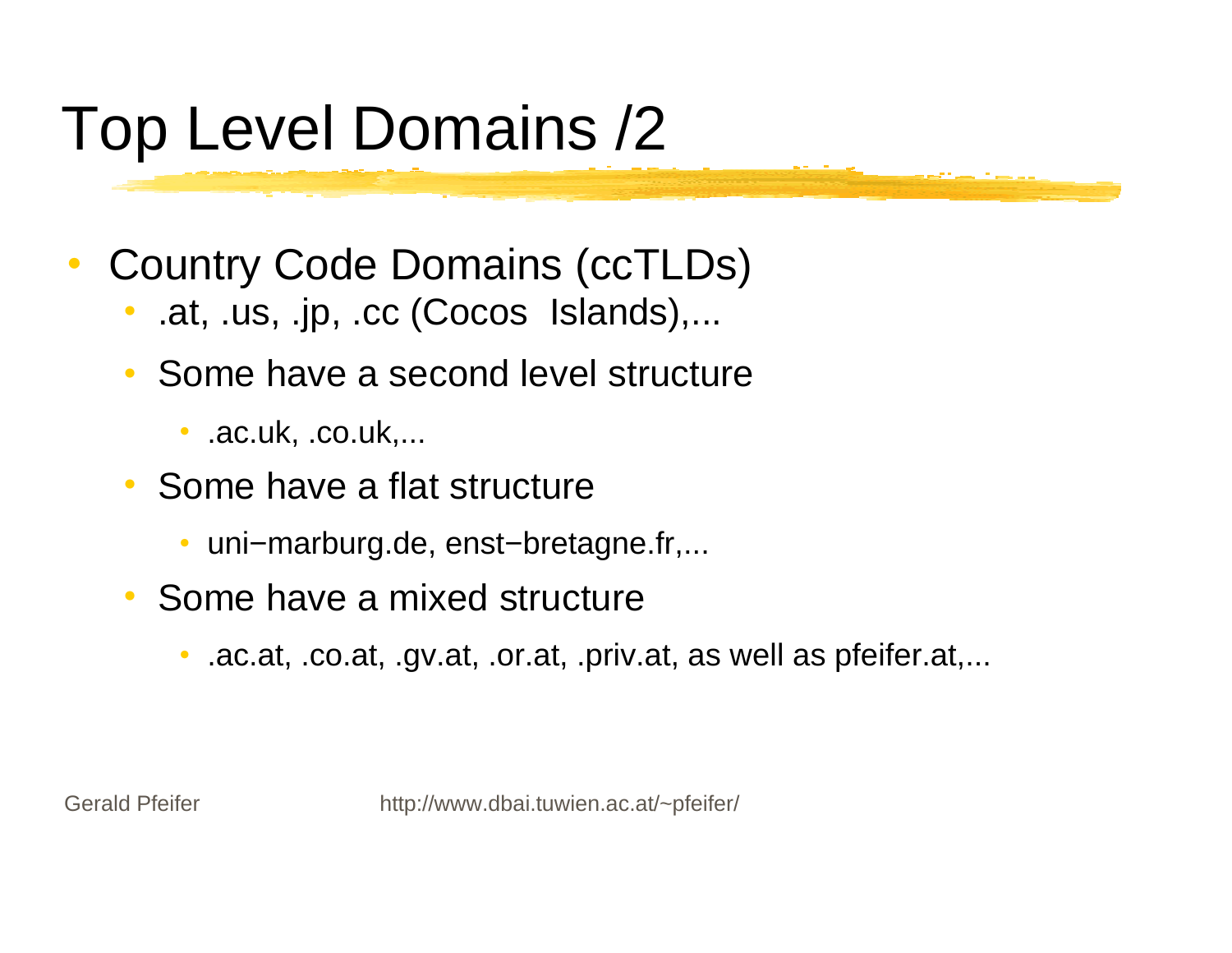# Top Level Domains /2

- Country Code Domains (ccTLDs)
  - .at, .us, .jp, .cc (Cocos Islands),...
  - Some have a second level structure
    - .ac.uk, .co.uk,...
  - Some have a flat structure
    - uni−marburg.de, enst−bretagne.fr,...
  - Some have a mixed structure
    - .ac.at, .co.at, .gv.at, .or.at, .priv.at, as well as pfeifer.at,...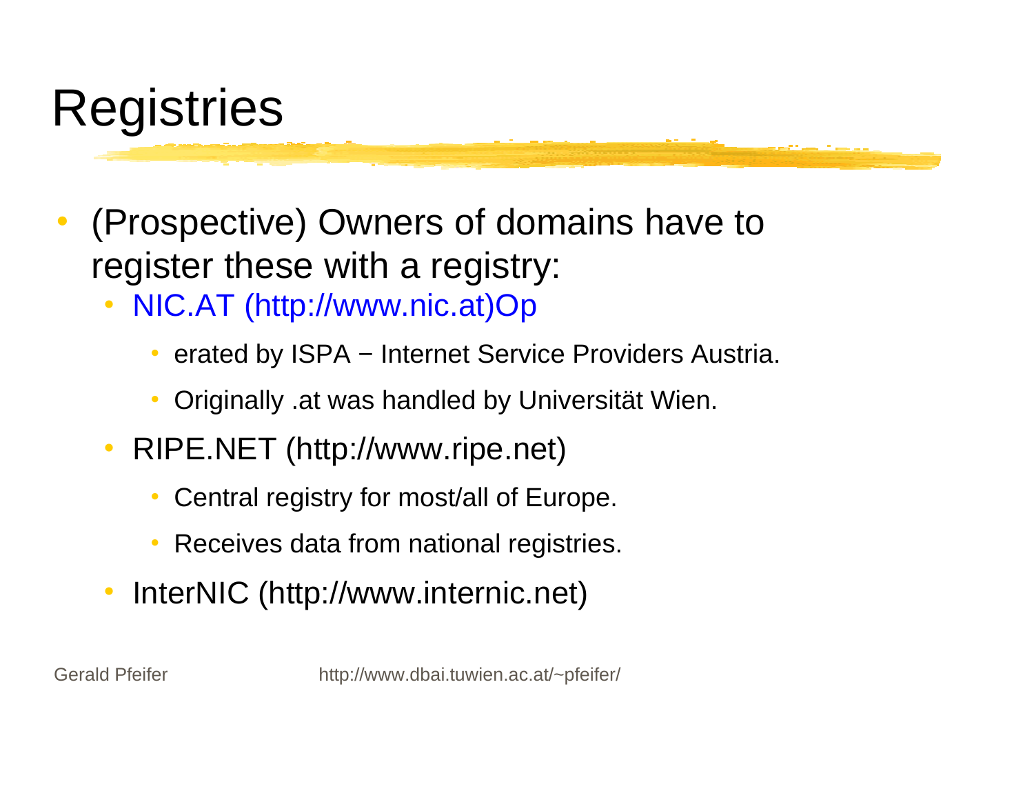# Registries

- (Prospective) Owners of domains have to register these with a registry:
  - NIC.AT (http://www.nic.at)Op
    - erated by ISPA − Internet Service Providers Austria.
    - Originally .at was handled by Universität Wien.
  - RIPE.NET (http://www.ripe.net)
    - Central registry for most/all of Europe.
    - Receives data from national registries.
  - InterNIC (http://www.internic.net)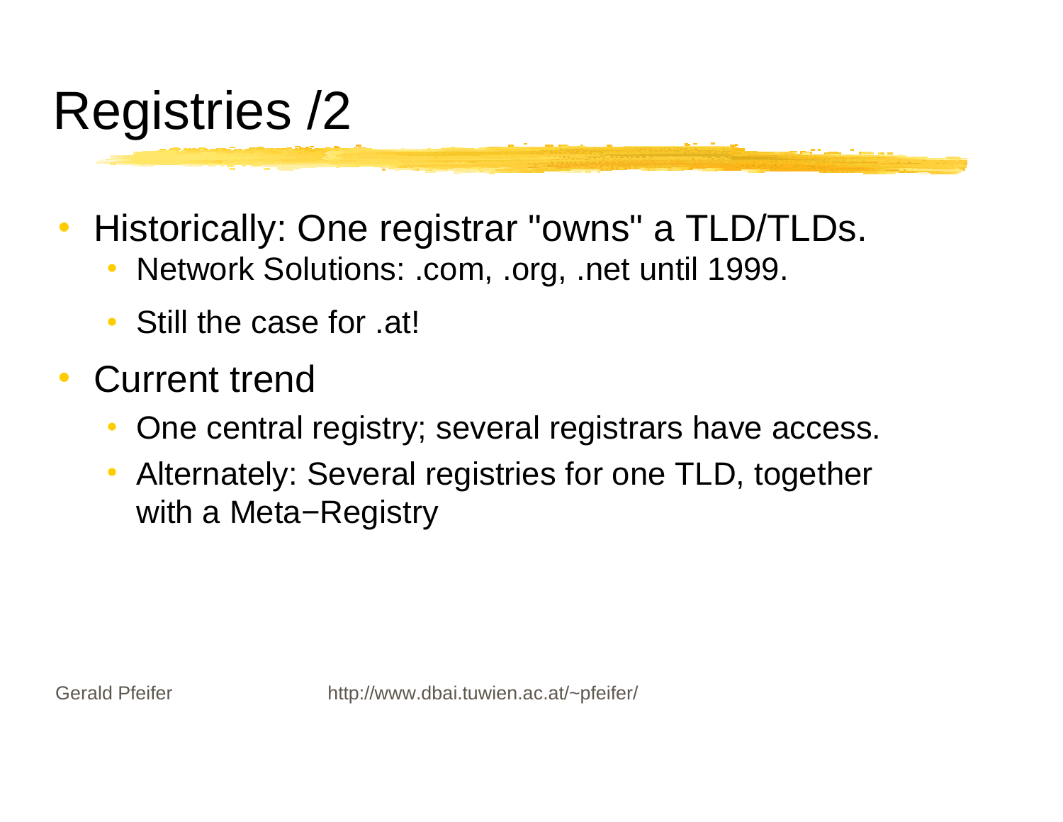# Registries /2

- Historically: One registrar "owns" a TLD/TLDs.
  - Network Solutions: .com, .org, .net until 1999.
  - Still the case for .at!
- Current trend
  - One central registry; several registrars have access.
  - Alternately: Several registries for one TLD, together with a Meta−Registry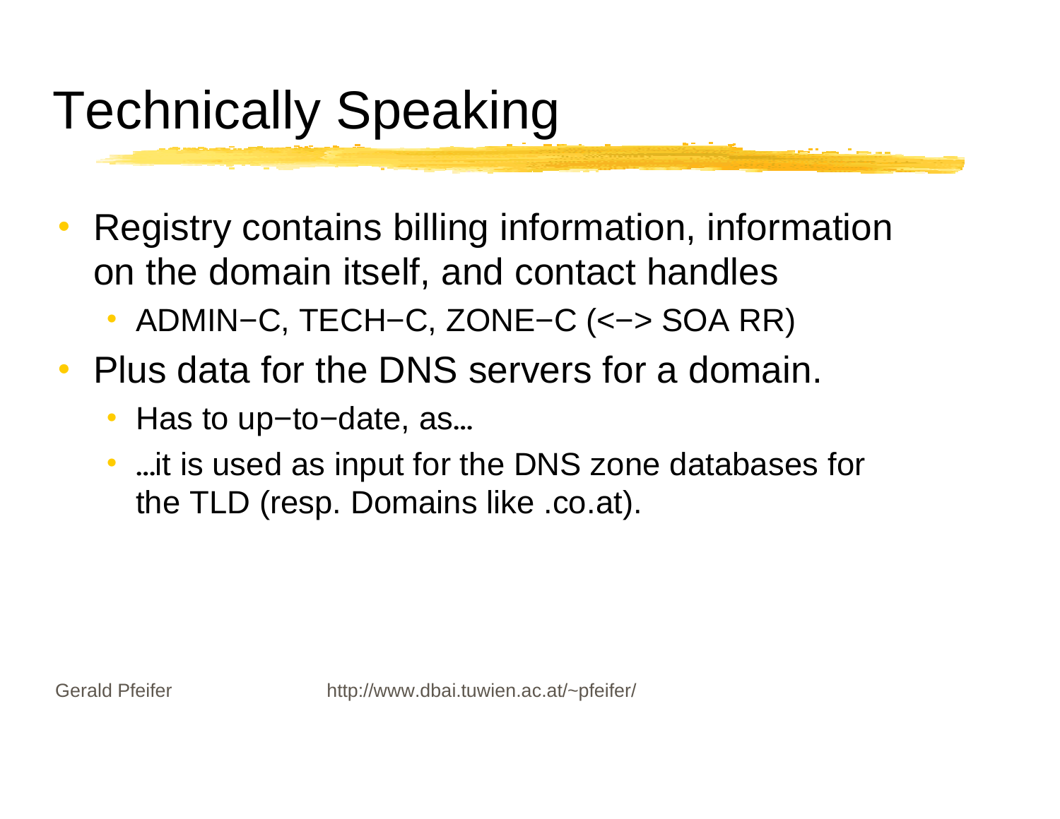# Technically Speaking

- Registry contains billing information, information on the domain itself, and contact handles
  - ADMIN−C, TECH−C, ZONE−C (<−> SOA RR)
- Plus data for the DNS servers for a domain.
  - Has to up−to−date, as…
  - …it is used as input for the DNS zone databases for the TLD (resp. Domains like .co.at).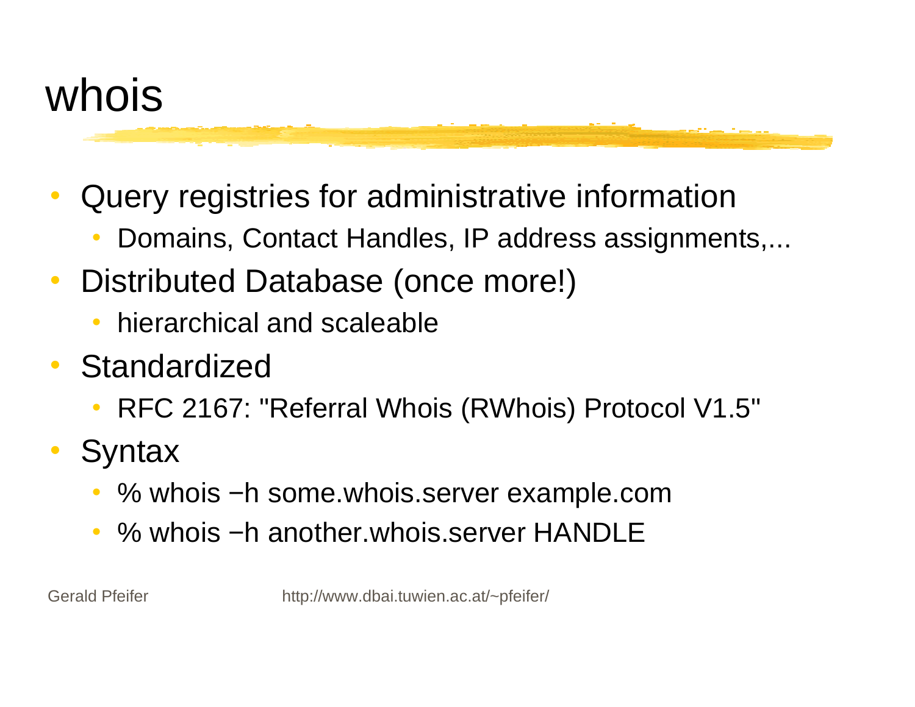# whois

- Query registries for administrative information
  - Domains, Contact Handles, IP address assignments,...
- Distributed Database (once more!)
  - hierarchical and scaleable
- Standardized
  - RFC 2167: "Referral Whois (RWhois) Protocol V1.5"
- Syntax
  - % whois −h some.whois.server example.com
  - % whois −h another.whois.server HANDLE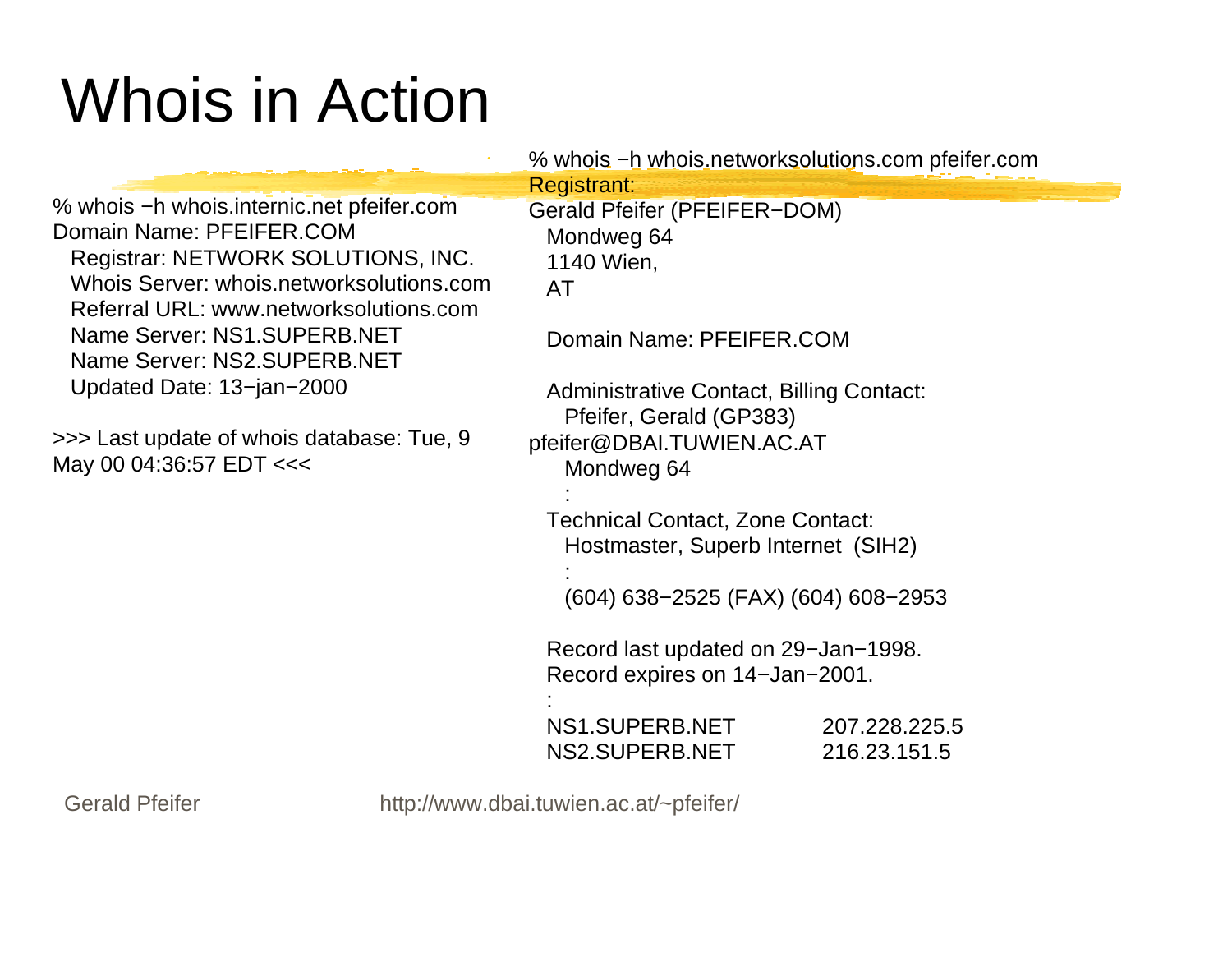# Whois in Action

```
% whois −h whois.internic.net pfeifer.com
Domain Name: PFEIFER.COM
   Registrar: NETWORK SOLUTIONS, INC.
   Whois Server: whois.networksolutions.com
   Referral URL: www.networksolutions.com
   Name Server: NS1.SUPERB.NET
   Name Server: NS2.SUPERB.NET
   Updated Date: 13−jan−2000

>>> Last update of whois database: Tue, 9
May 00 04:36:57 EDT <<<
```

```
% whois −h whois.networksolutions.com pfeifer.com
Registrant:
Gerald Pfeifer (PFEIFER−DOM)
   Mondweg 64
   1140 Wien,
   AT

   Domain Name: PFEIFER.COM

   Administrative Contact, Billing Contact:
      Pfeifer, Gerald (GP383)
pfeifer@DBAI.TUWIEN.AC.AT
      Mondweg 64
      :
   Technical Contact, Zone Contact:
      Hostmaster, Superb Internet  (SIH2)
      :
      (604) 638−2525 (FAX) (604) 608−2953

   Record last updated on 29−Jan−1998.
   Record expires on 14−Jan−2001.
   :
   NS1.SUPERB.NET            207.228.225.5
   NS2.SUPERB.NET            216.23.151.5
```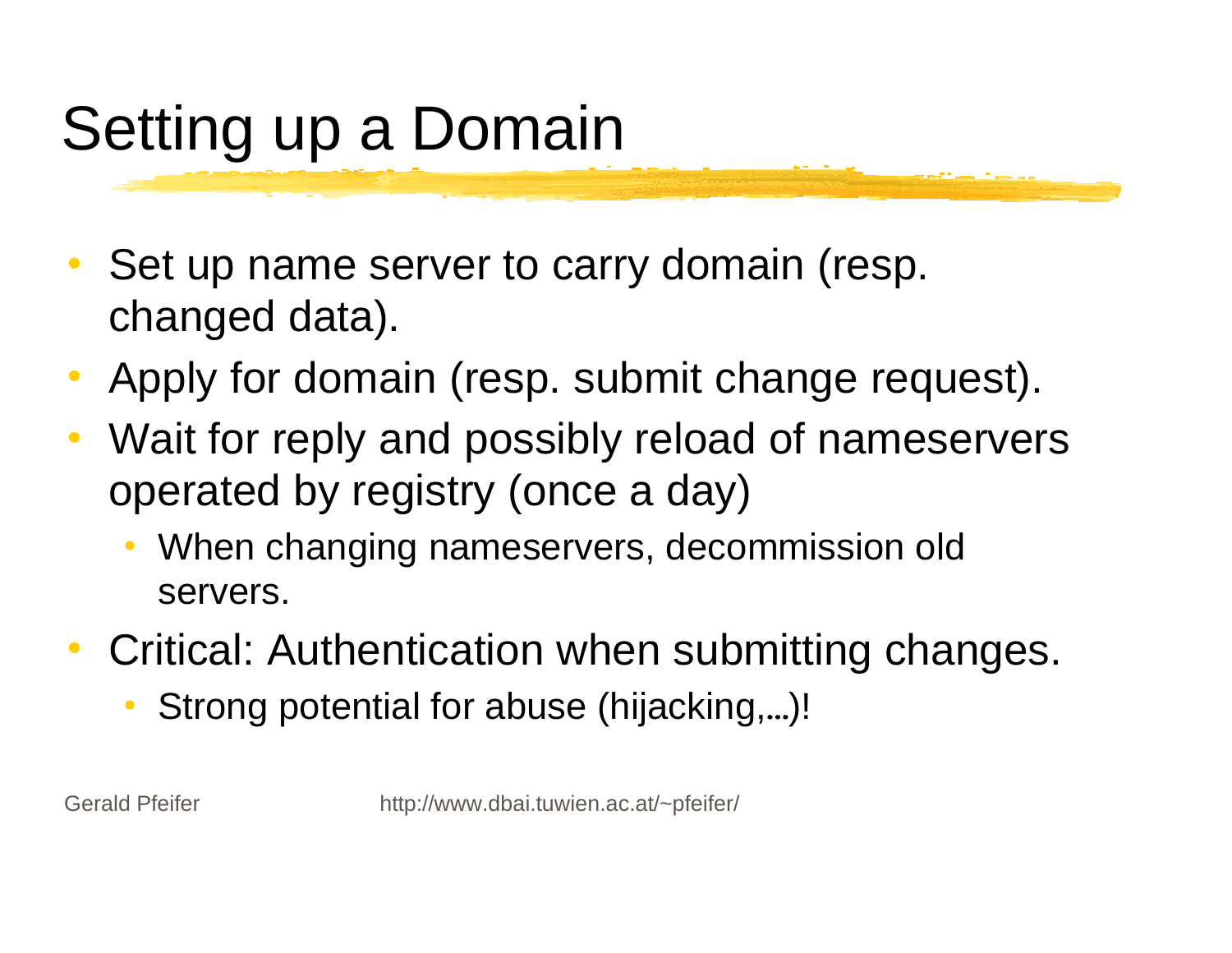# Setting up a Domain

- Set up name server to carry domain (resp. changed data).
- Apply for domain (resp. submit change request).
- Wait for reply and possibly reload of nameservers operated by registry (once a day)
  - When changing nameservers, decommission old servers.
- Critical: Authentication when submitting changes.
  - Strong potential for abuse (hijacking,…)!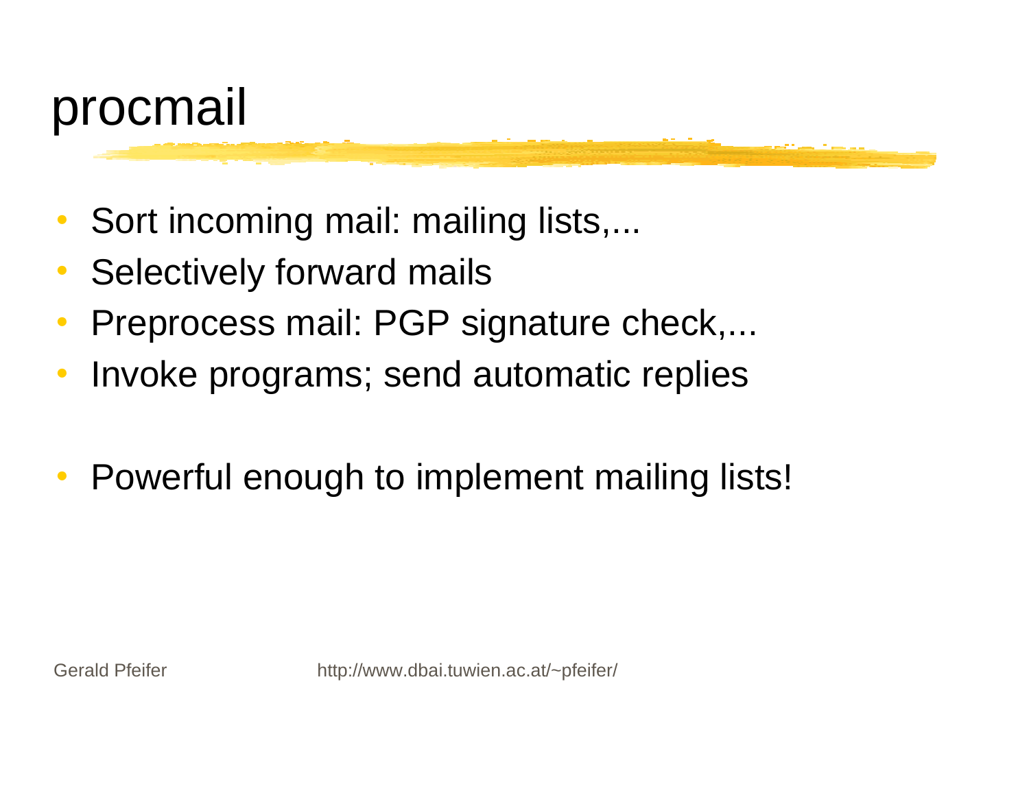# procmail

- Sort incoming mail: mailing lists,...
- Selectively forward mails
- Preprocess mail: PGP signature check,...
- Invoke programs; send automatic replies

- Powerful enough to implement mailing lists!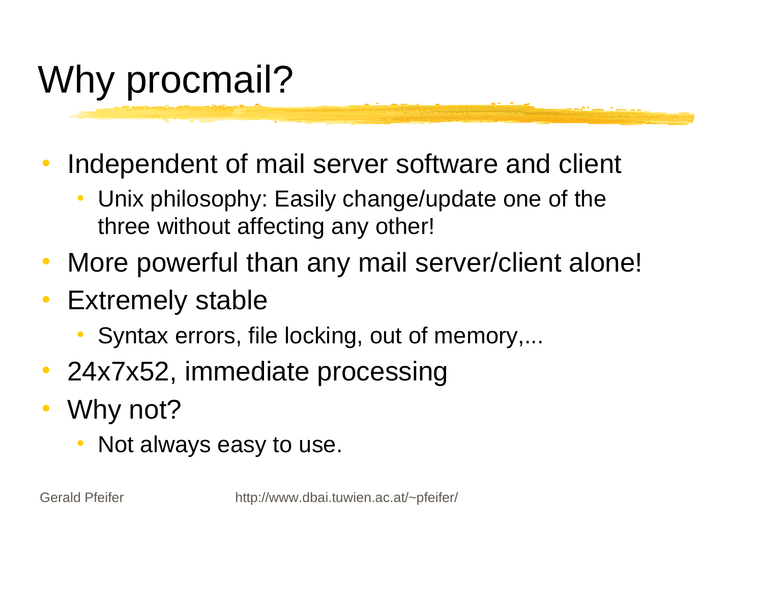# Why procmail?

- Independent of mail server software and client
  - Unix philosophy: Easily change/update one of the three without affecting any other!
- More powerful than any mail server/client alone!
- Extremely stable
  - Syntax errors, file locking, out of memory,...
- 24x7x52, immediate processing
- Why not?
  - Not always easy to use.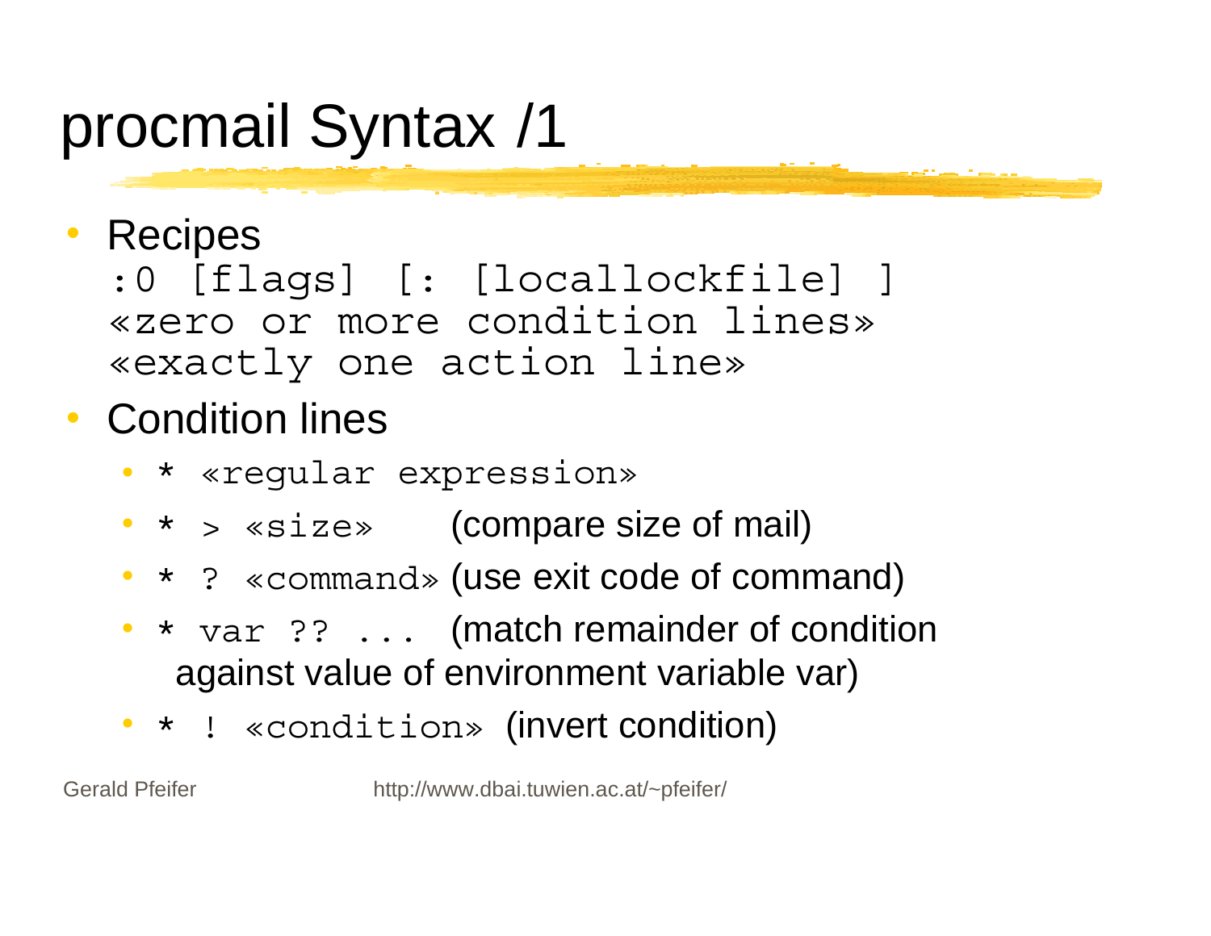# procmail Syntax /1

- Recipes

  ```
  :0 [flags] [: [locallockfile] ]
  «zero or more condition lines»
  «exactly one action line»
  ```

- Condition lines
  - `* «regular expression»`
  - `* > «size»` (compare size of mail)
  - `* ? «command»` (use exit code of command)
  - `* var ?? ...` (match remainder of condition against value of environment variable var)
  - `* ! «condition»` (invert condition)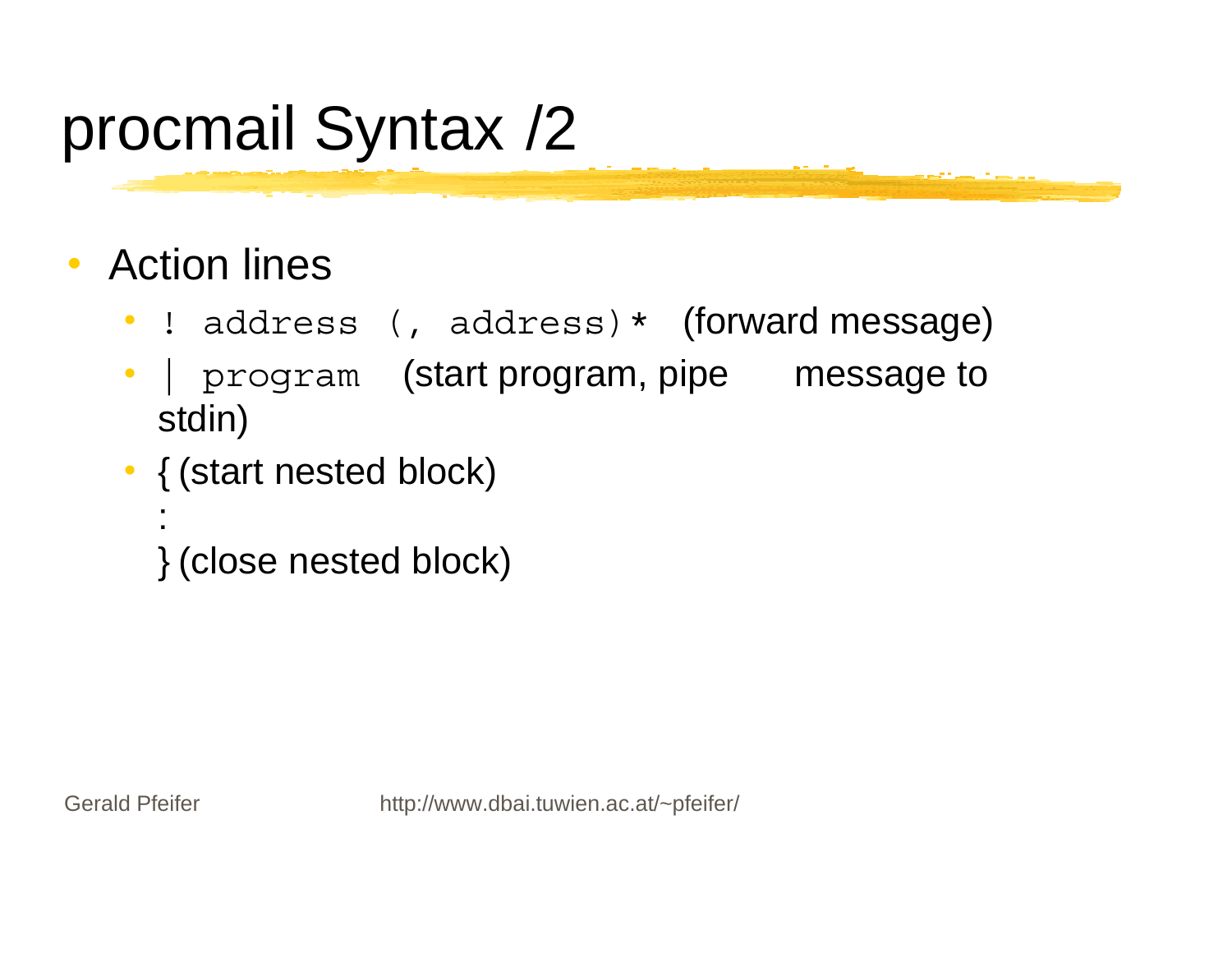# procmail Syntax /2

- Action lines
  - `! address (, address)*` (forward message)
  - `| program` (start program, pipe message to stdin)
  - { (start nested block)
    :
    } (close nested block)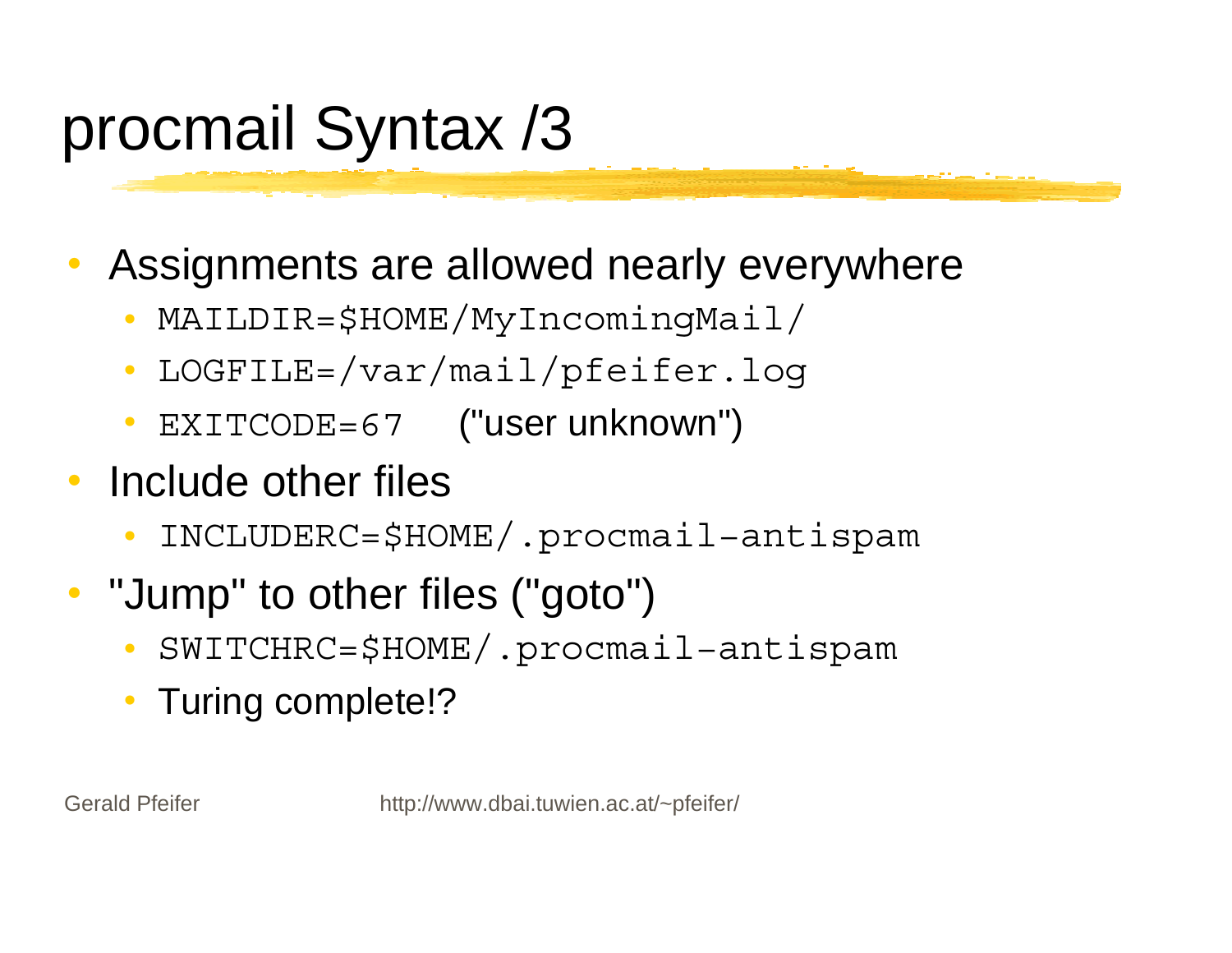# procmail Syntax /3

- Assignments are allowed nearly everywhere
  - `MAILDIR=$HOME/MyIncomingMail/`
  - `LOGFILE=/var/mail/pfeifer.log`
  - `EXITCODE=67` ("user unknown")
- Include other files
  - `INCLUDERC=$HOME/.procmail-antispam`
- "Jump" to other files ("goto")
  - `SWITCHRC=$HOME/.procmail-antispam`
  - Turing complete!?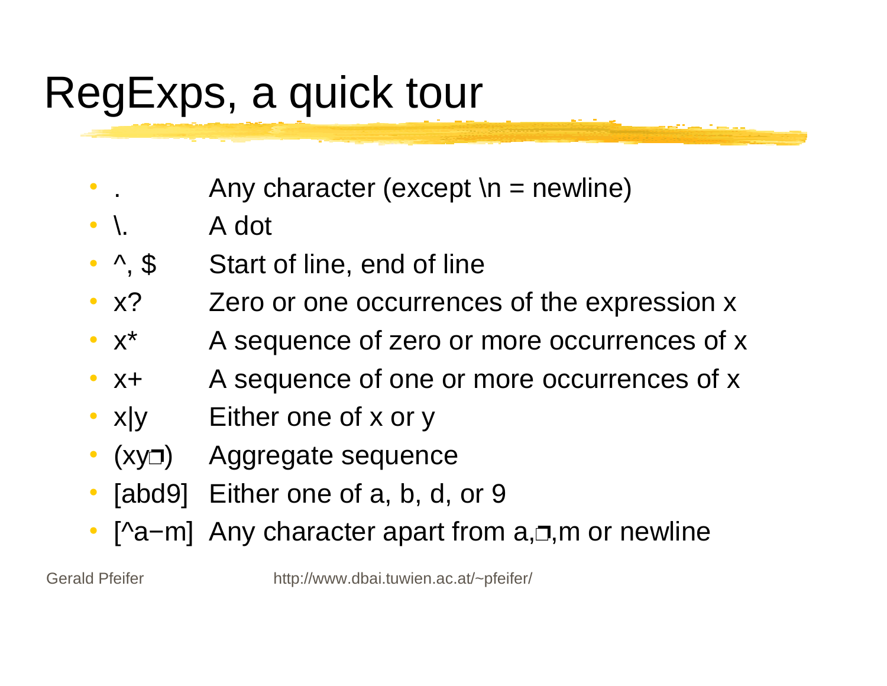# RegExps, a quick tour

- .	Any character (except \n = newline)
- \.	A dot
- ^, $	Start of line, end of line
- x?	Zero or one occurrences of the expression x
- x*	A sequence of zero or more occurrences of x
- x+	A sequence of one or more occurrences of x
- x|y	Either one of x or y
- (xy❐)	Aggregate sequence
- [abd9]	Either one of a, b, d, or 9
- [^a−m]	Any character apart from a,❐,m or newline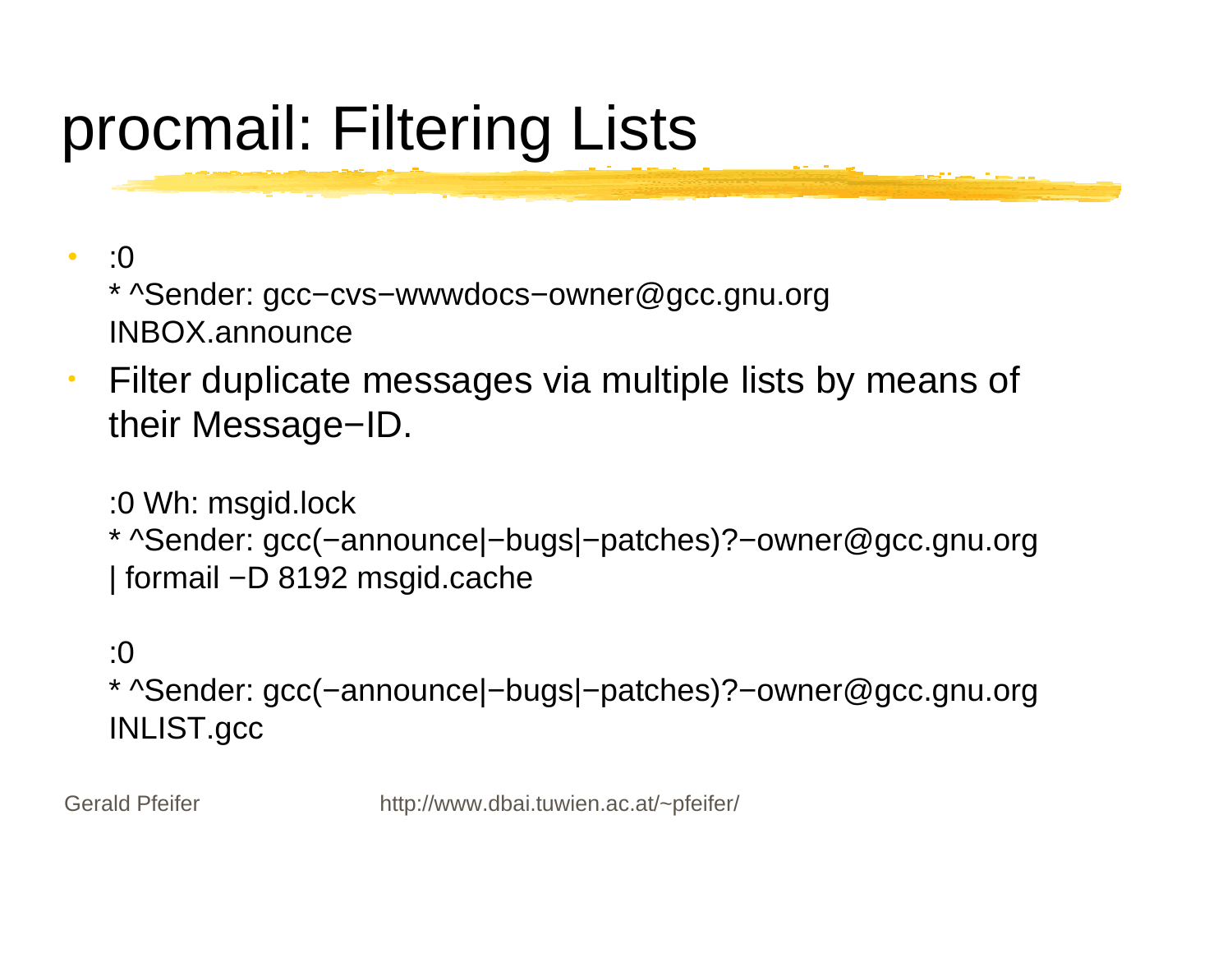# procmail: Filtering Lists

- ```
  :0
  * ^Sender: gcc−cvs−wwwdocs−owner@gcc.gnu.org
  INBOX.announce
  ```
- Filter duplicate messages via multiple lists by means of their Message−ID.

  ```
  :0 Wh: msgid.lock
  * ^Sender: gcc(−announce|−bugs|−patches)?−owner@gcc.gnu.org
  | formail −D 8192 msgid.cache

  :0
  * ^Sender: gcc(−announce|−bugs|−patches)?−owner@gcc.gnu.org
  INLIST.gcc
  ```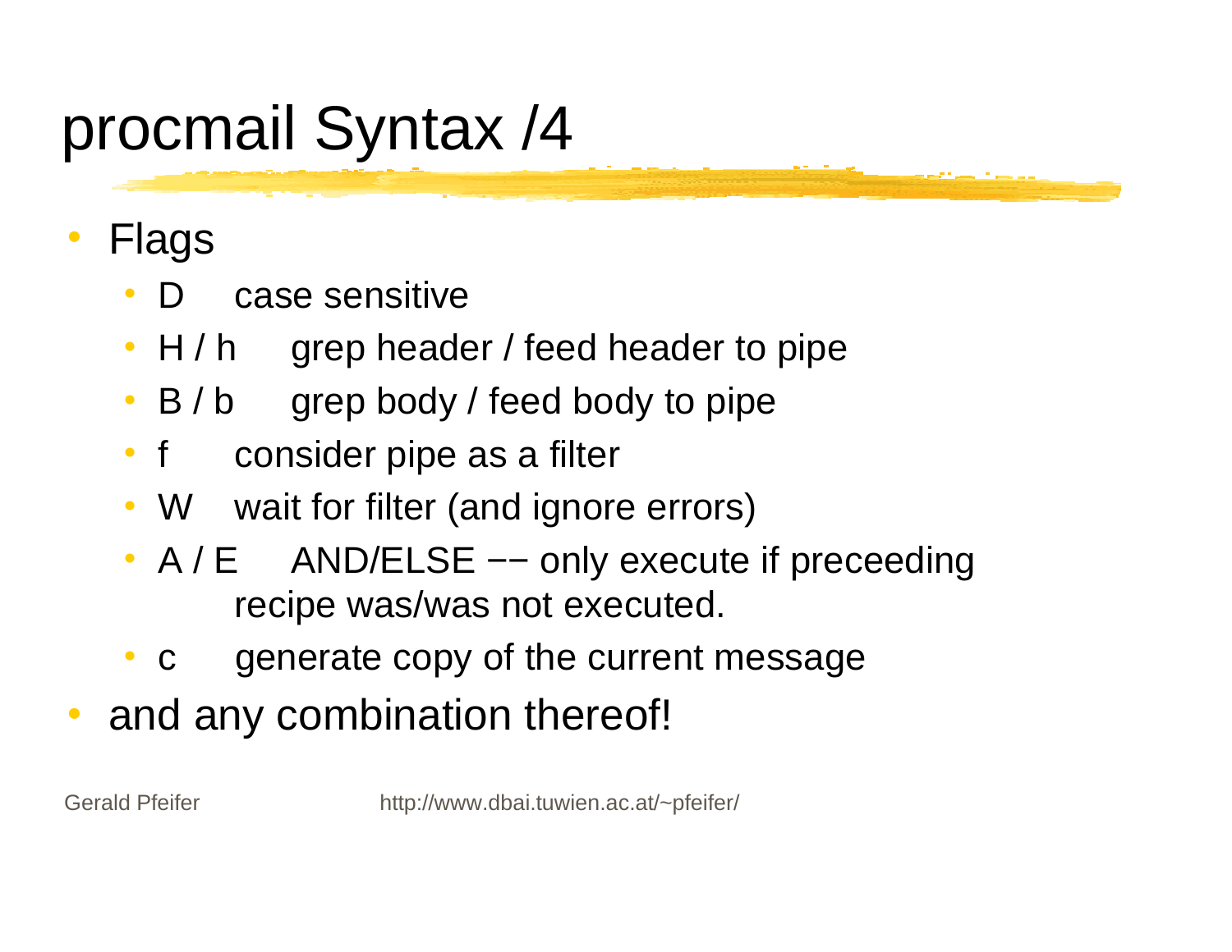# procmail Syntax /4

- Flags
  - D	case sensitive
  - H / h	grep header / feed header to pipe
  - B / b	grep body / feed body to pipe
  - f	consider pipe as a filter
  - W	wait for filter (and ignore errors)
  - A / E	AND/ELSE −− only execute if preceeding recipe was/was not executed.
  - c	generate copy of the current message
- and any combination thereof!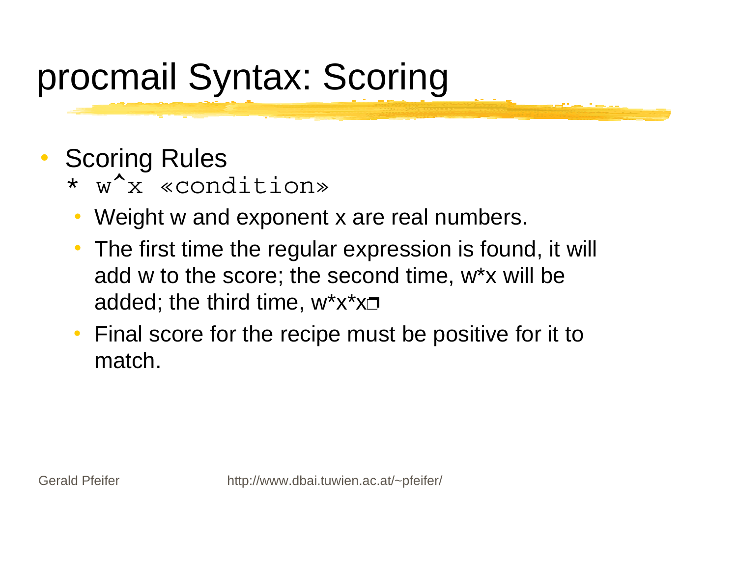# procmail Syntax: Scoring

- Scoring Rules
  `* w^x «condition»`
  - Weight w and exponent x are real numbers.
  - The first time the regular expression is found, it will add w to the score; the second time, w*x will be added; the third time, w*x*x❐
  - Final score for the recipe must be positive for it to match.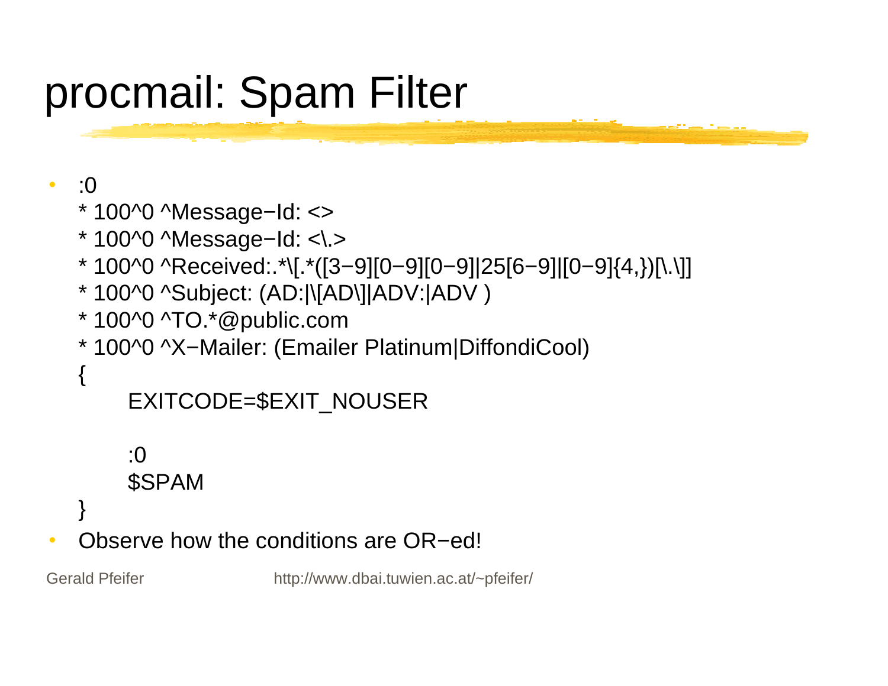# procmail: Spam Filter

- ```
  :0
  * 100^0 ^Message−Id: <>
  * 100^0 ^Message−Id: <\.>
  * 100^0 ^Received:.*\[.*([3−9][0−9][0−9]|25[6−9]|[0−9]{4,})[\.\]]
  * 100^0 ^Subject: (AD:|\[AD\]|ADV:|ADV )
  * 100^0 ^TO.*@public.com
  * 100^0 ^X−Mailer: (Emailer Platinum|DiffondiCool)
  {
      EXITCODE=$EXIT_NOUSER

      :0
      $SPAM
  }
  ```
- Observe how the conditions are OR−ed!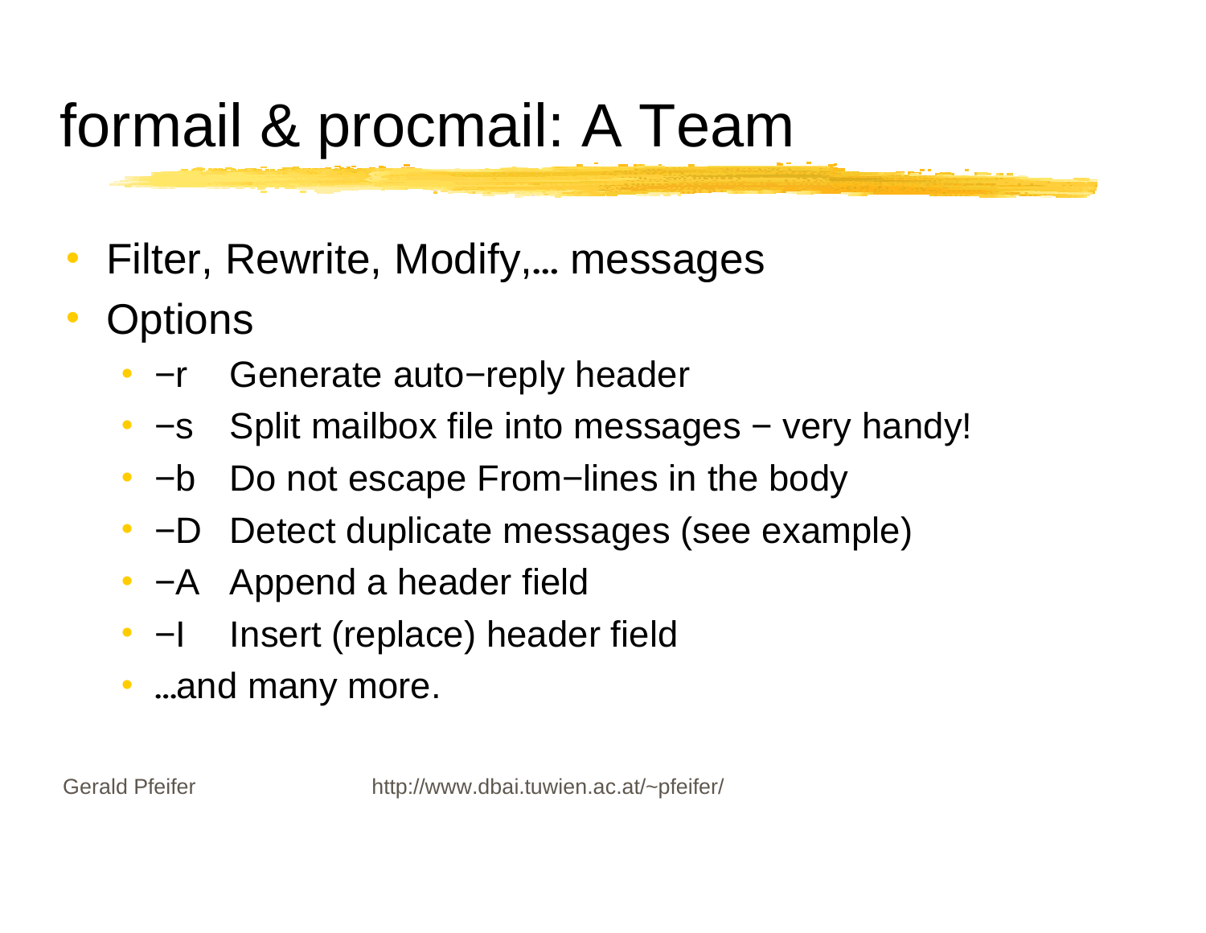# formail & procmail: A Team

- Filter, Rewrite, Modify,… messages
- Options
  - −r Generate auto−reply header
  - −s Split mailbox file into messages − very handy!
  - −b Do not escape From−lines in the body
  - −D Detect duplicate messages (see example)
  - −A Append a header field
  - −I Insert (replace) header field
  - …and many more.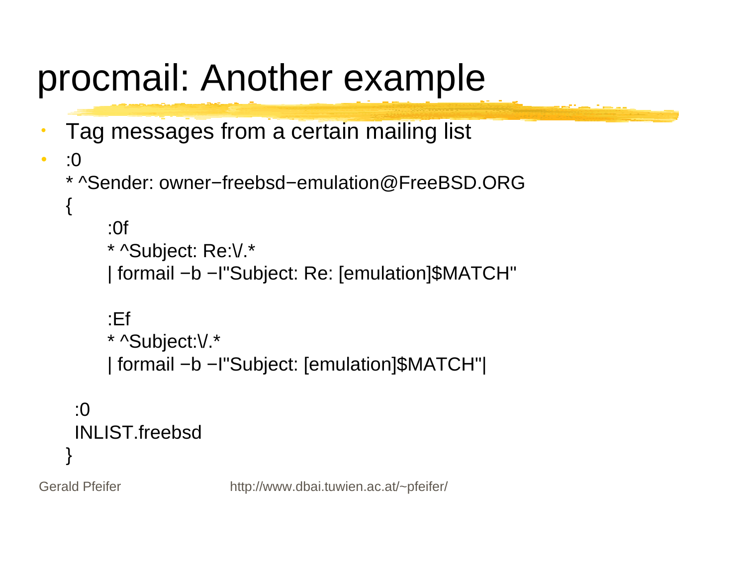# procmail: Another example

- Tag messages from a certain mailing list
- :0

```
:0
* ^Sender: owner−freebsd−emulation@FreeBSD.ORG
{
    :0f
    * ^Subject: Re:\/.*
    | formail −b −I"Subject: Re: [emulation]$MATCH"

    :Ef
    * ^Subject:\/.*
    | formail −b −I"Subject: [emulation]$MATCH"|

  :0
  INLIST.freebsd
}
```

Gerald Pfeifer http://www.dbai.tuwien.ac.at/~pfeifer/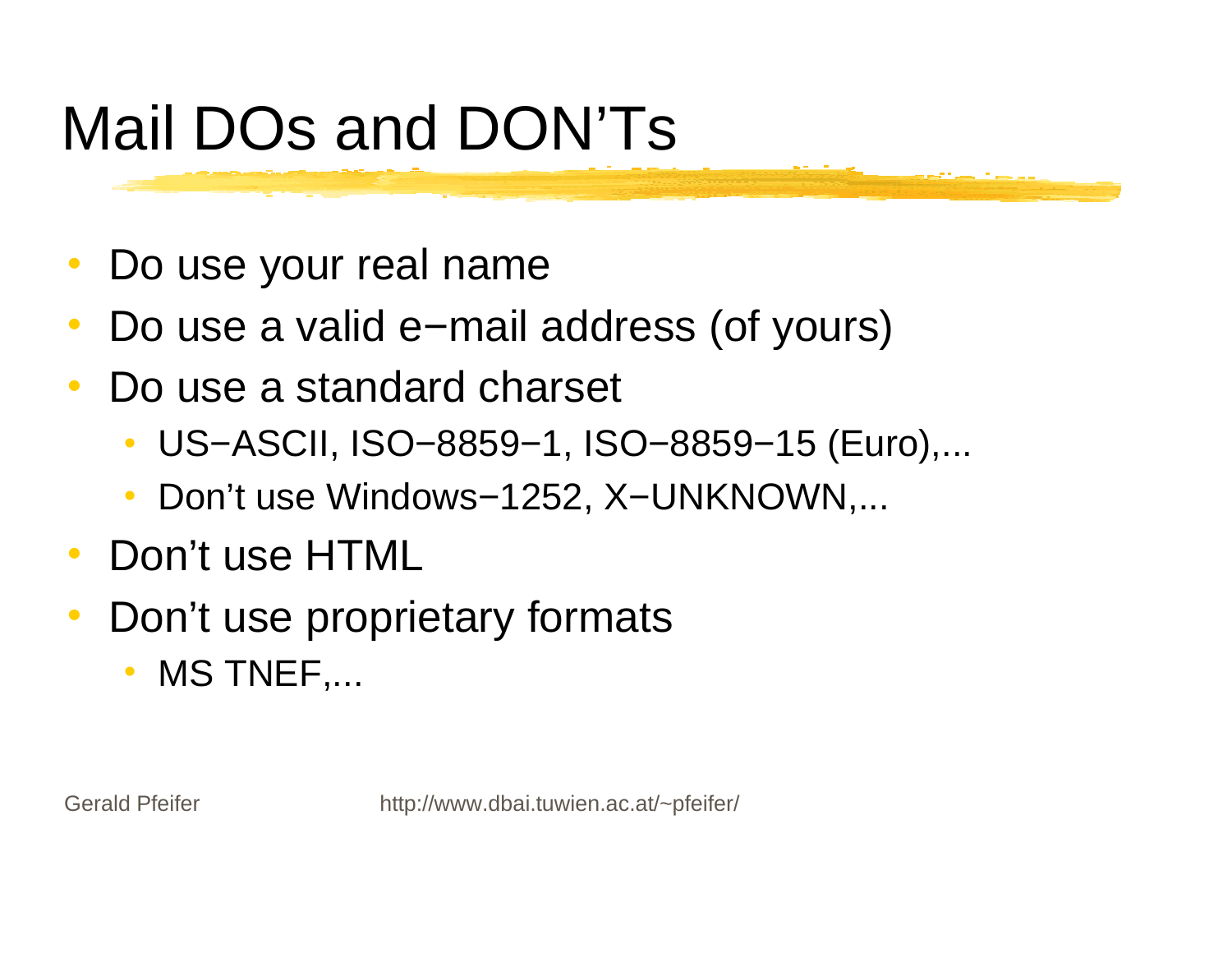# Mail DOs and DON'Ts

- Do use your real name
- Do use a valid e−mail address (of yours)
- Do use a standard charset
  - US−ASCII, ISO−8859−1, ISO−8859−15 (Euro),...
  - Don't use Windows−1252, X−UNKNOWN,...
- Don't use HTML
- Don't use proprietary formats
  - MS TNEF,...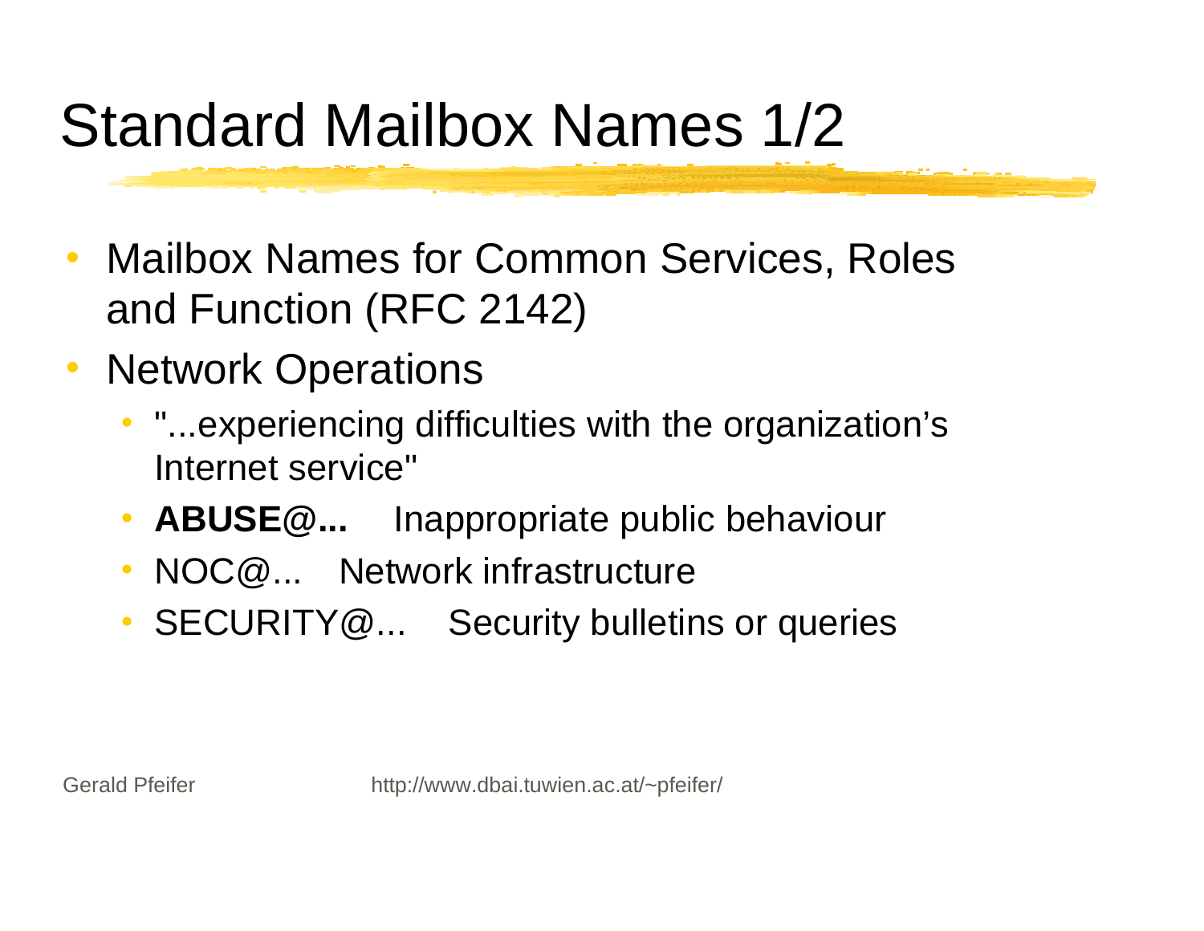# Standard Mailbox Names 1/2

- Mailbox Names for Common Services, Roles and Function (RFC 2142)
- Network Operations
  - "...experiencing difficulties with the organization's Internet service"
  - **ABUSE@...** Inappropriate public behaviour
  - NOC@... Network infrastructure
  - SECURITY@... Security bulletins or queries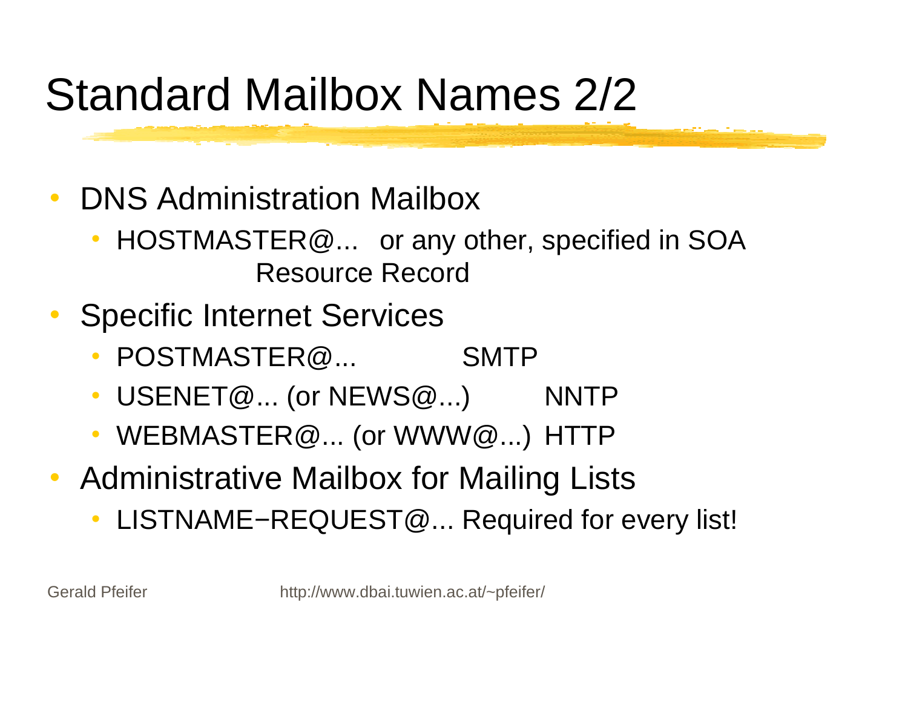# Standard Mailbox Names 2/2

- DNS Administration Mailbox
  - HOSTMASTER@... or any other, specified in SOA Resource Record
- Specific Internet Services
  - POSTMASTER@... SMTP
  - USENET@... (or NEWS@...) NNTP
  - WEBMASTER@... (or WWW@...) HTTP
- Administrative Mailbox for Mailing Lists
  - LISTNAME−REQUEST@... Required for every list!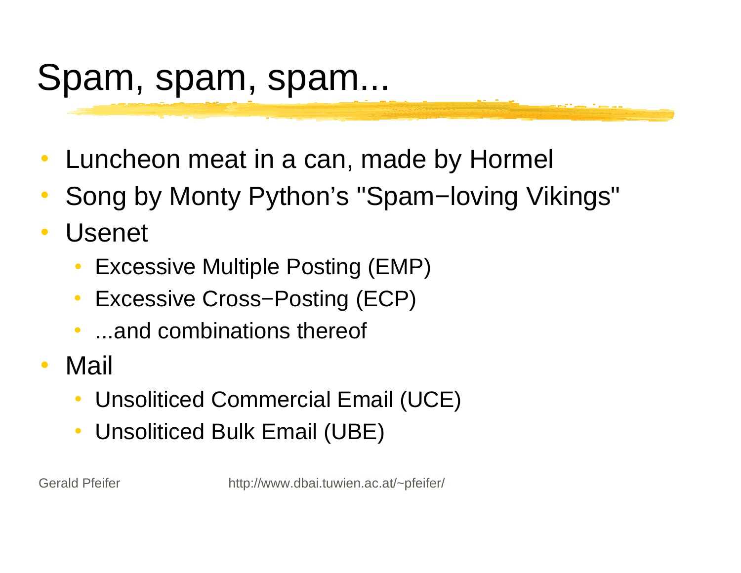# Spam, spam, spam...

- Luncheon meat in a can, made by Hormel
- Song by Monty Python's "Spam−loving Vikings"
- Usenet
  - Excessive Multiple Posting (EMP)
  - Excessive Cross−Posting (ECP)
  - ...and combinations thereof
- Mail
  - Unsoliticed Commercial Email (UCE)
  - Unsoliticed Bulk Email (UBE)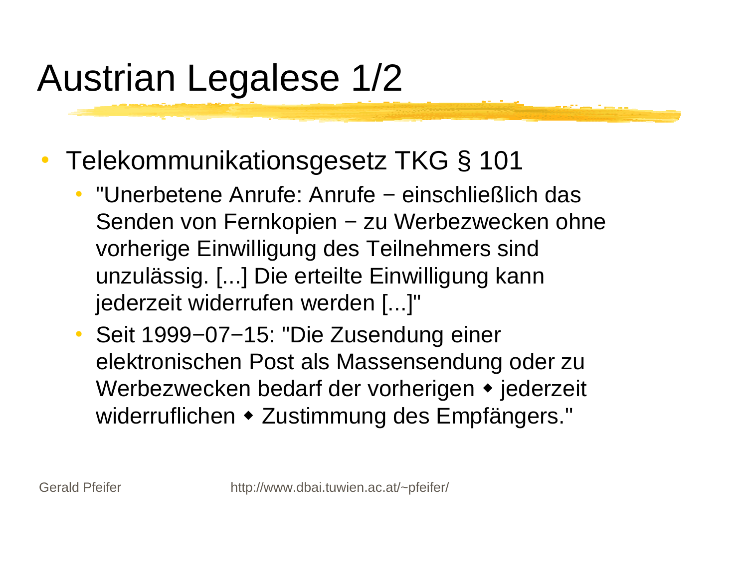# Austrian Legalese 1/2

- Telekommunikationsgesetz TKG § 101
  - "Unerbetene Anrufe: Anrufe − einschließlich das Senden von Fernkopien − zu Werbezwecken ohne vorherige Einwilligung des Teilnehmers sind unzulässig. [...] Die erteilte Einwilligung kann jederzeit widerrufen werden [...]"
  - Seit 1999−07−15: "Die Zusendung einer elektronischen Post als Massensendung oder zu Werbezwecken bedarf der vorherigen ◆ jederzeit widerruflichen ◆ Zustimmung des Empfängers."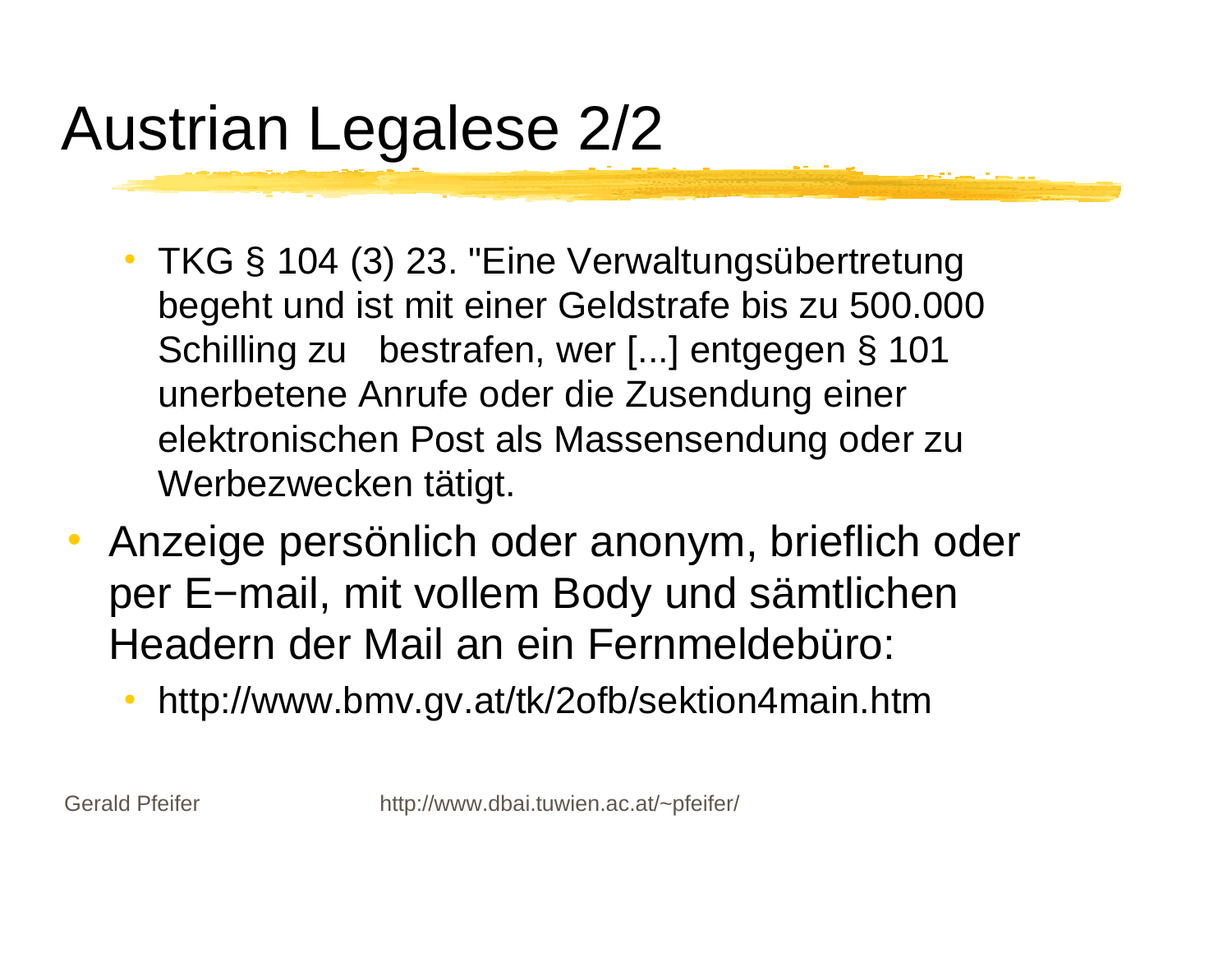# Austrian Legalese 2/2

- TKG § 104 (3) 23. "Eine Verwaltungsübertretung begeht und ist mit einer Geldstrafe bis zu 500.000 Schilling zu bestrafen, wer [...] entgegen § 101 unerbetene Anrufe oder die Zusendung einer elektronischen Post als Massensendung oder zu Werbezwecken tätigt.

- Anzeige persönlich oder anonym, brieflich oder per E−mail, mit vollem Body und sämtlichen Headern der Mail an ein Fernmeldebüro:
  - http://www.bmv.gv.at/tk/2ofb/sektion4main.htm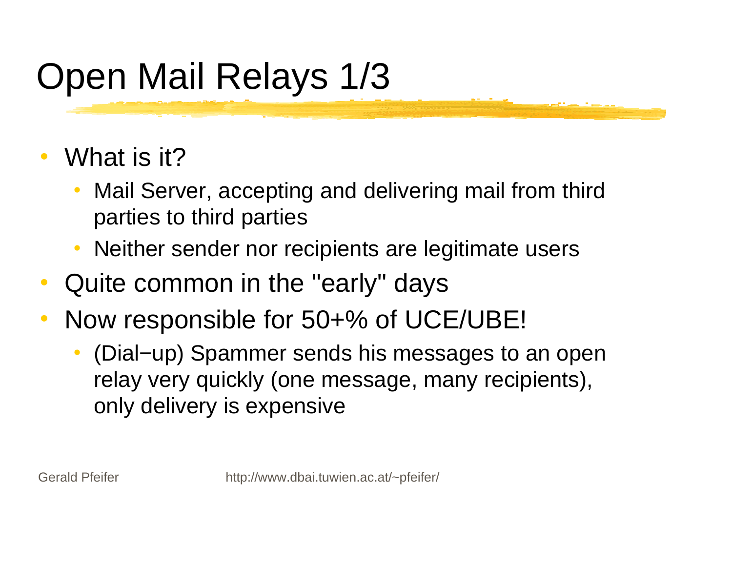# Open Mail Relays 1/3

- What is it?
  - Mail Server, accepting and delivering mail from third parties to third parties
  - Neither sender nor recipients are legitimate users
- Quite common in the "early" days
- Now responsible for 50+% of UCE/UBE!
  - (Dial−up) Spammer sends his messages to an open relay very quickly (one message, many recipients), only delivery is expensive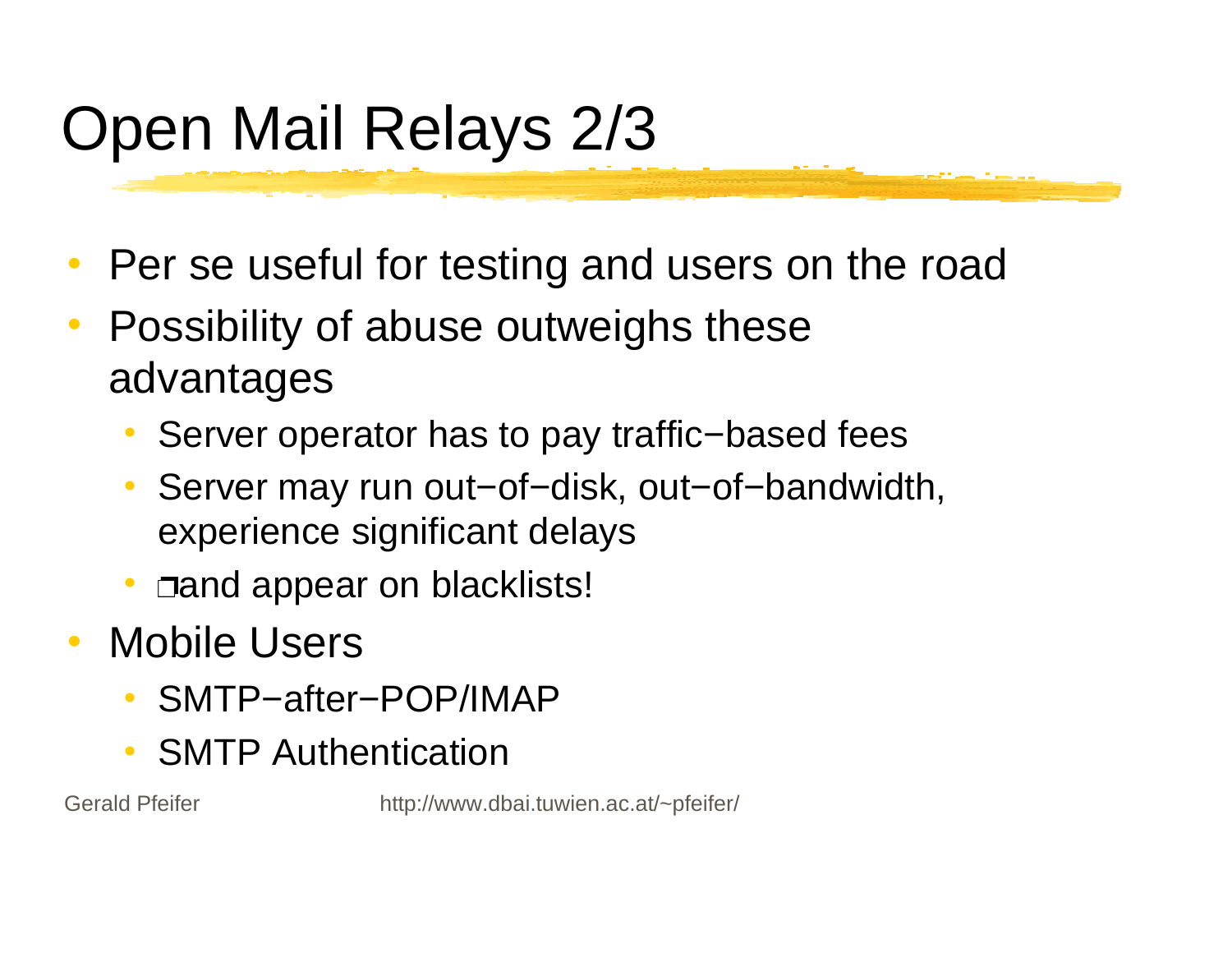# Open Mail Relays 2/3

- Per se useful for testing and users on the road
- Possibility of abuse outweighs these advantages
  - Server operator has to pay traffic−based fees
  - Server may run out−of−disk, out−of−bandwidth, experience significant delays
  - ❐and appear on blacklists!
- Mobile Users
  - SMTP−after−POP/IMAP
  - SMTP Authentication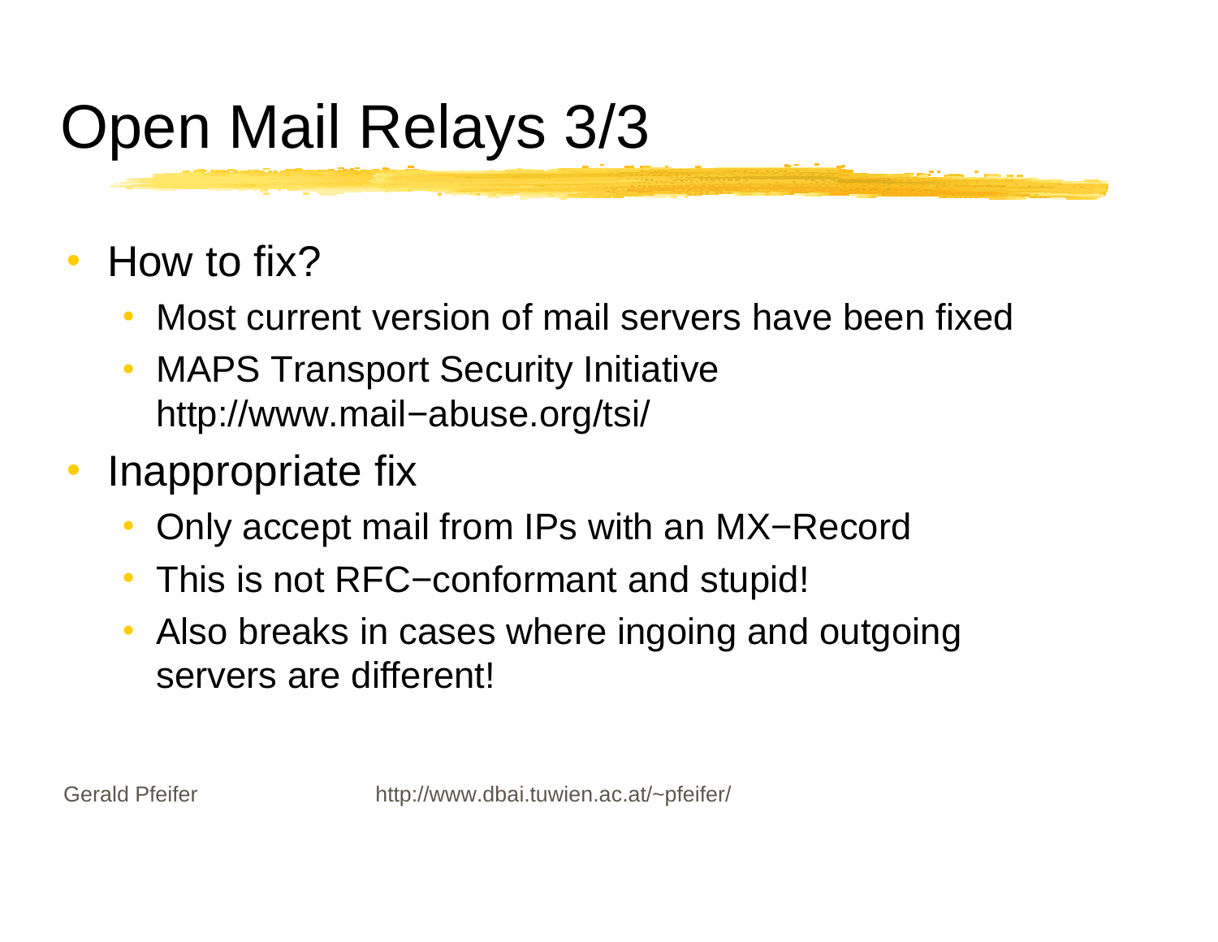# Open Mail Relays 3/3

- How to fix?
  - Most current version of mail servers have been fixed
  - MAPS Transport Security Initiative http://www.mail−abuse.org/tsi/
- Inappropriate fix
  - Only accept mail from IPs with an MX−Record
  - This is not RFC−conformant and stupid!
  - Also breaks in cases where ingoing and outgoing servers are different!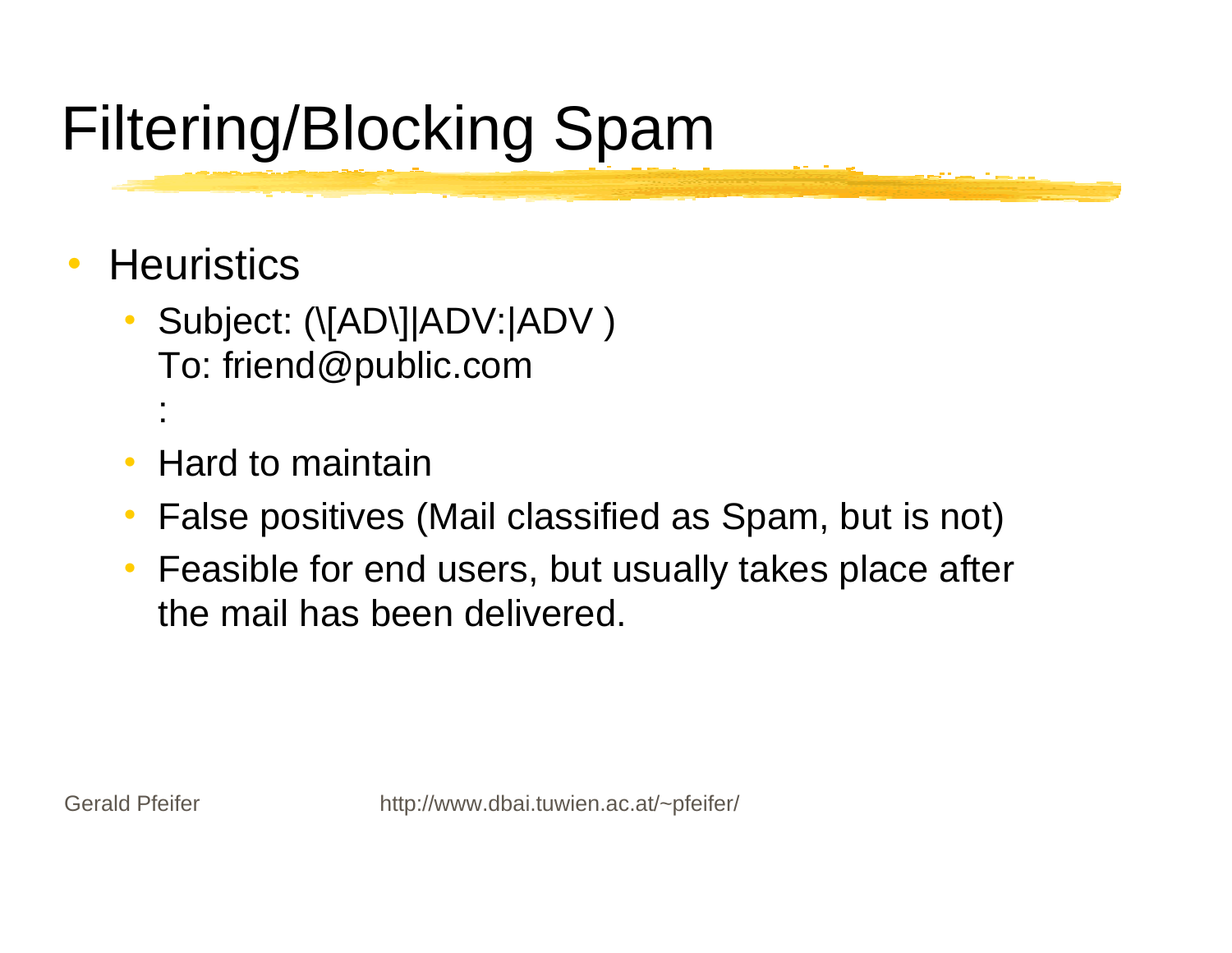# Filtering/Blocking Spam

- Heuristics
  - Subject: (\[AD\]|ADV:|ADV )
    To: friend@public.com
    :
  - Hard to maintain
  - False positives (Mail classified as Spam, but is not)
  - Feasible for end users, but usually takes place after the mail has been delivered.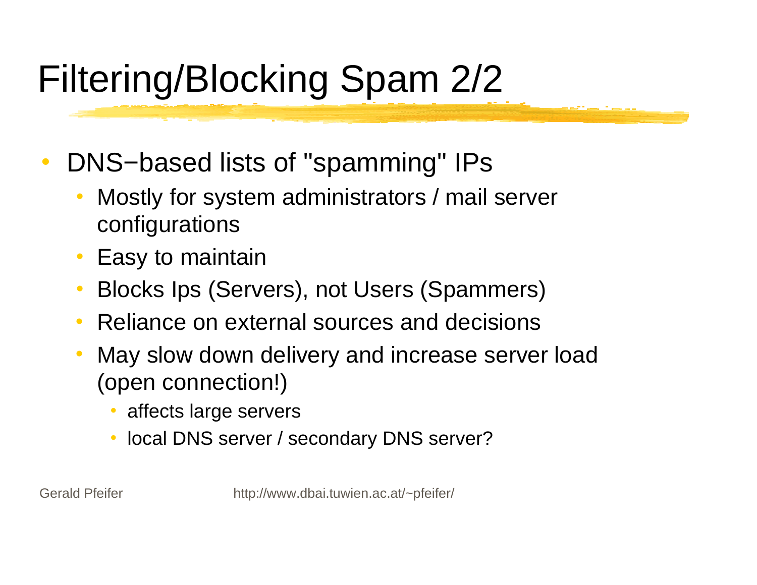# Filtering/Blocking Spam 2/2

- DNS−based lists of "spamming" IPs
  - Mostly for system administrators / mail server configurations
  - Easy to maintain
  - Blocks Ips (Servers), not Users (Spammers)
  - Reliance on external sources and decisions
  - May slow down delivery and increase server load (open connection!)
    - affects large servers
    - local DNS server / secondary DNS server?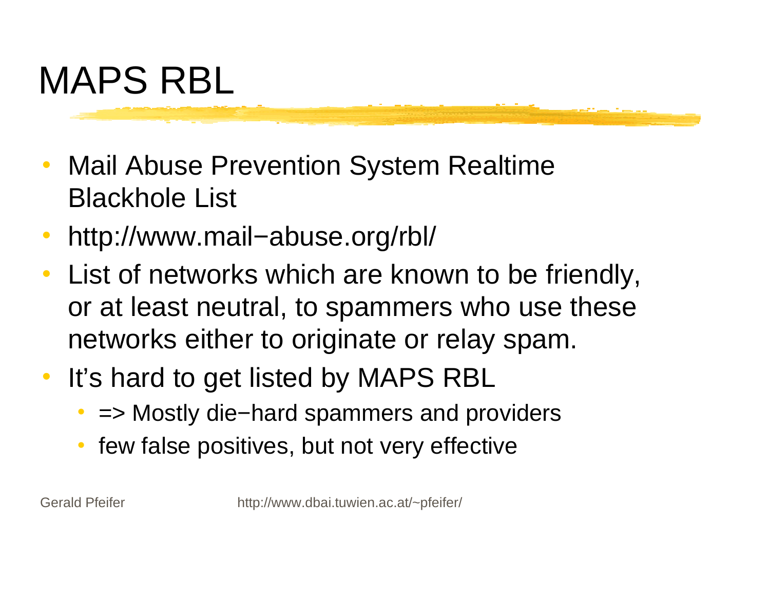# MAPS RBL

- Mail Abuse Prevention System Realtime Blackhole List
- http://www.mail−abuse.org/rbl/
- List of networks which are known to be friendly, or at least neutral, to spammers who use these networks either to originate or relay spam.
- It's hard to get listed by MAPS RBL
  - => Mostly die−hard spammers and providers
  - few false positives, but not very effective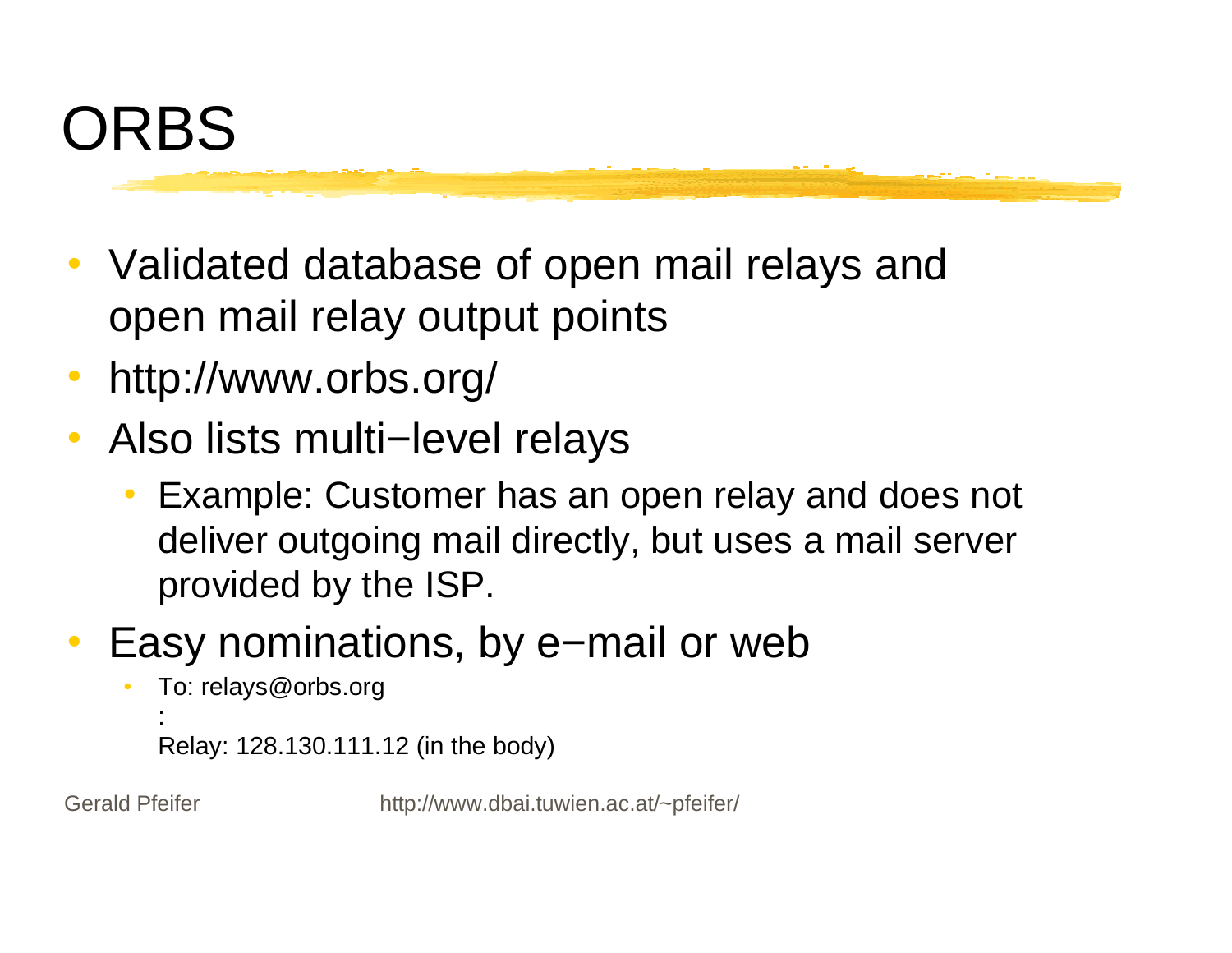# ORBS

- Validated database of open mail relays and open mail relay output points
- http://www.orbs.org/
- Also lists multi−level relays
  - Example: Customer has an open relay and does not deliver outgoing mail directly, but uses a mail server provided by the ISP.
- Easy nominations, by e−mail or web
  - To: relays@orbs.org
    :
    Relay: 128.130.111.12 (in the body)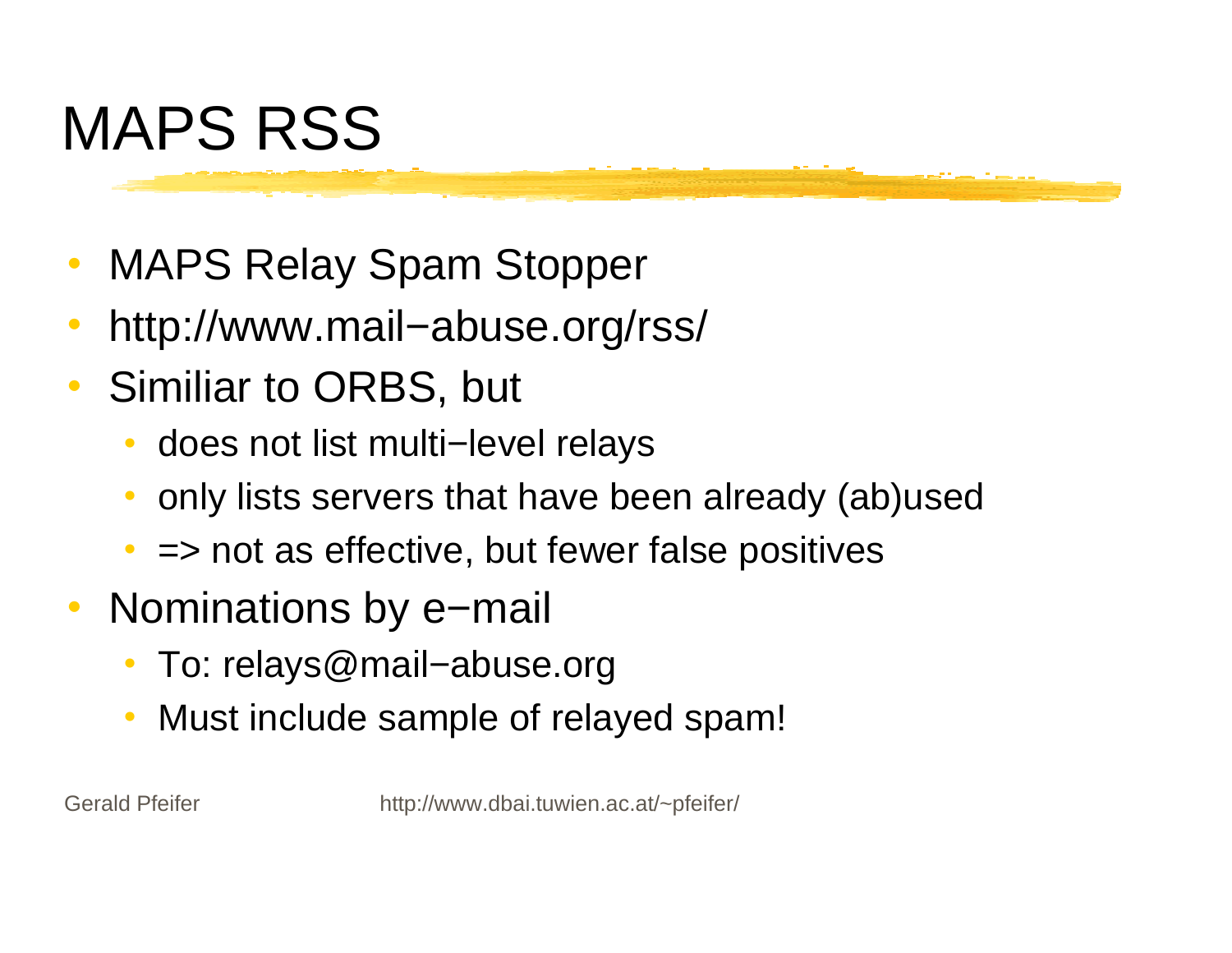# MAPS RSS

- MAPS Relay Spam Stopper
- http://www.mail−abuse.org/rss/
- Similiar to ORBS, but
  - does not list multi−level relays
  - only lists servers that have been already (ab)used
  - => not as effective, but fewer false positives
- Nominations by e−mail
  - To: relays@mail−abuse.org
  - Must include sample of relayed spam!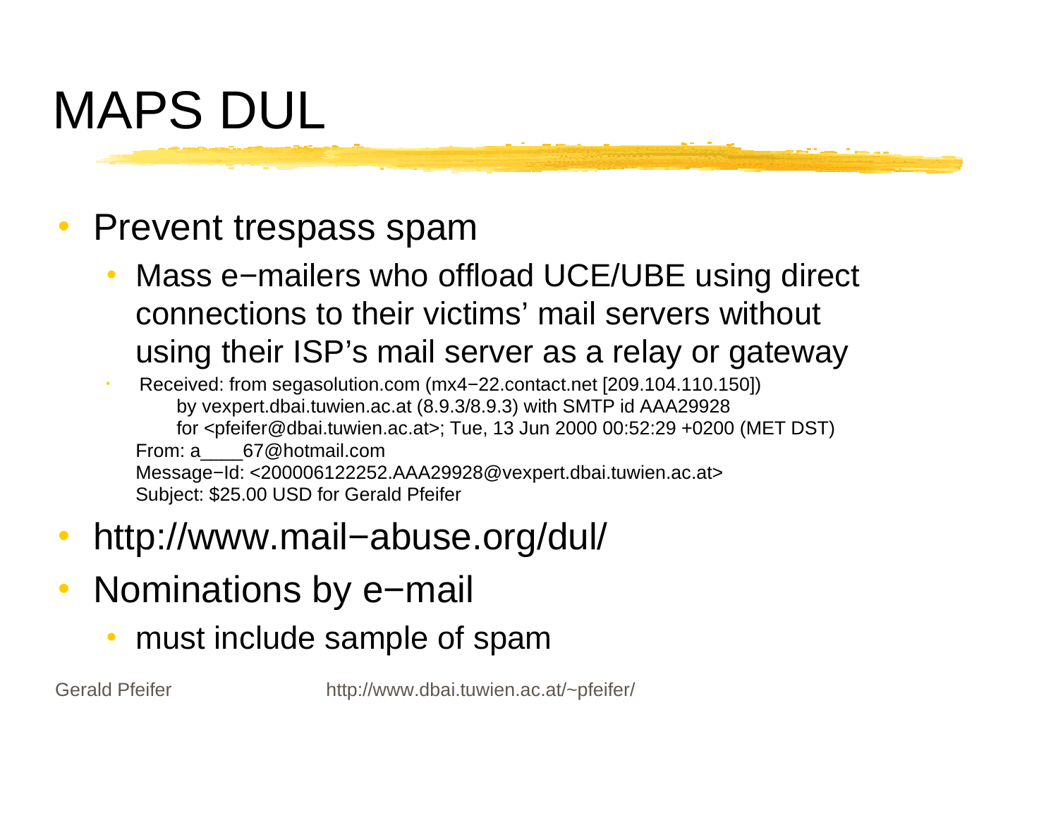# MAPS DUL

- Prevent trespass spam
  - Mass e−mailers who offload UCE/UBE using direct connections to their victims' mail servers without using their ISP's mail server as a relay or gateway
    - Received: from segasolution.com (mx4−22.contact.net [209.104.110.150])
      by vexpert.dbai.tuwien.ac.at (8.9.3/8.9.3) with SMTP id AAA29928
      for <pfeifer@dbai.tuwien.ac.at>; Tue, 13 Jun 2000 00:52:29 +0200 (MET DST)
      From: a____67@hotmail.com
      Message−Id: <200006122252.AAA29928@vexpert.dbai.tuwien.ac.at>
      Subject: $25.00 USD for Gerald Pfeifer
- http://www.mail−abuse.org/dul/
- Nominations by e−mail
  - must include sample of spam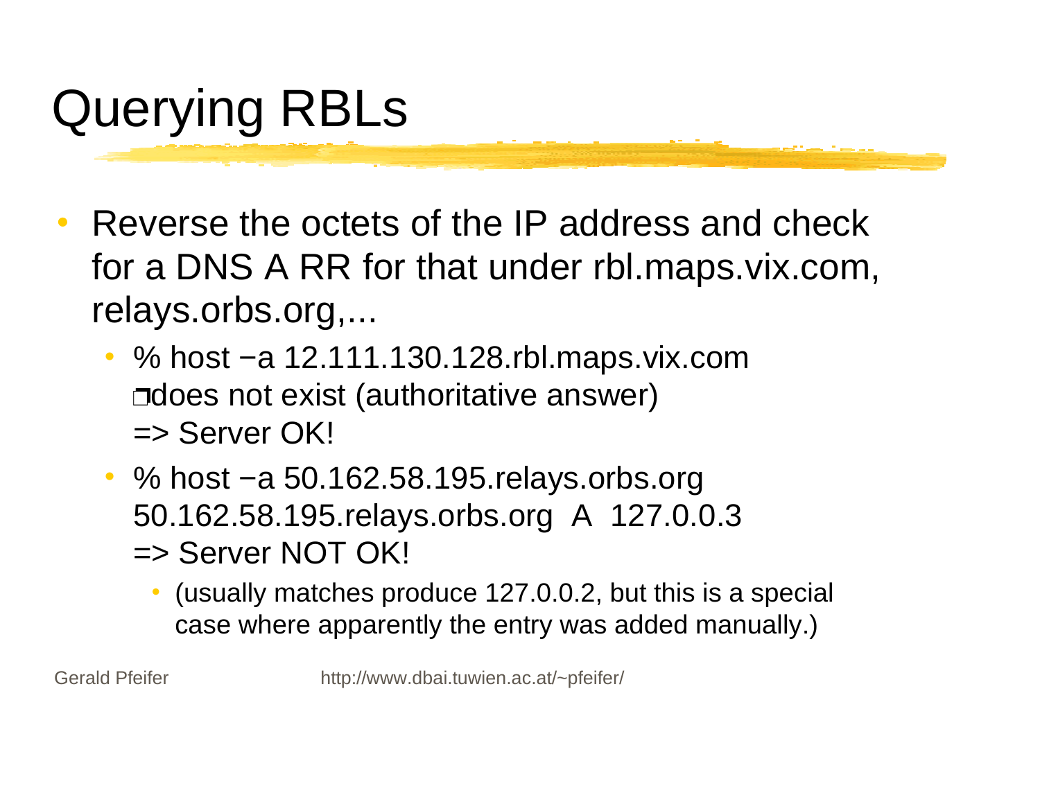# Querying RBLs

- Reverse the octets of the IP address and check for a DNS A RR for that under rbl.maps.vix.com, relays.orbs.org,...
  - % host −a 12.111.130.128.rbl.maps.vix.com
    ❐does not exist (authoritative answer)
    => Server OK!
  - % host −a 50.162.58.195.relays.orbs.org
    50.162.58.195.relays.orbs.org A 127.0.0.3
    => Server NOT OK!
    - (usually matches produce 127.0.0.2, but this is a special case where apparently the entry was added manually.)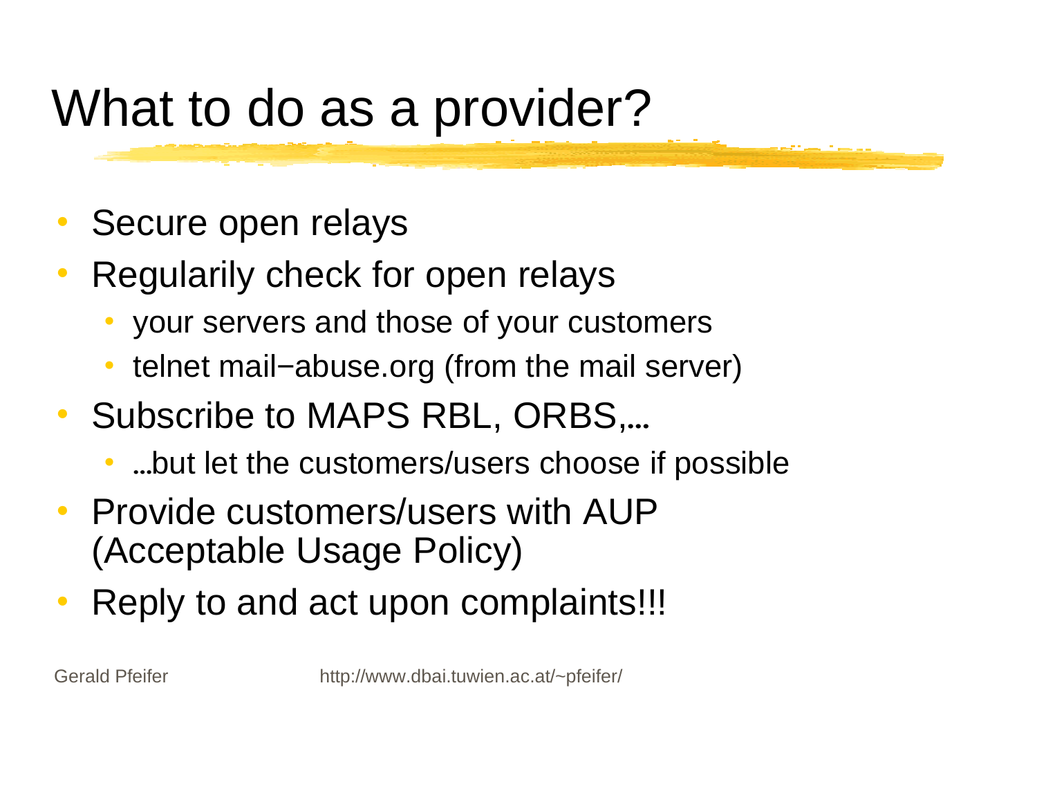# What to do as a provider?

- Secure open relays
- Regularily check for open relays
  - your servers and those of your customers
  - telnet mail−abuse.org (from the mail server)
- Subscribe to MAPS RBL, ORBS,…
  - …but let the customers/users choose if possible
- Provide customers/users with AUP (Acceptable Usage Policy)
- Reply to and act upon complaints!!!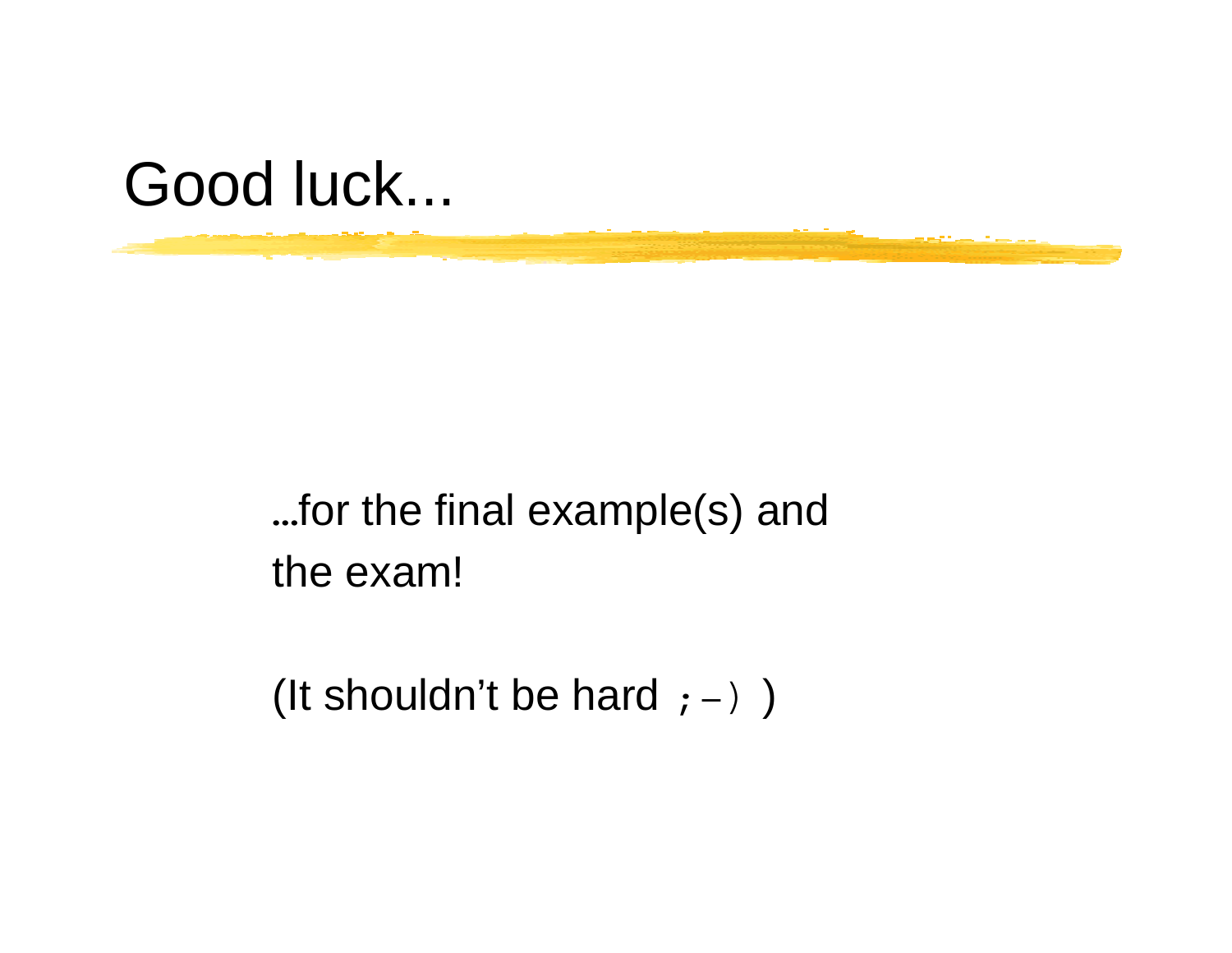# Good luck...

...for the final example(s) and the exam!

(It shouldn't be hard ;-) )